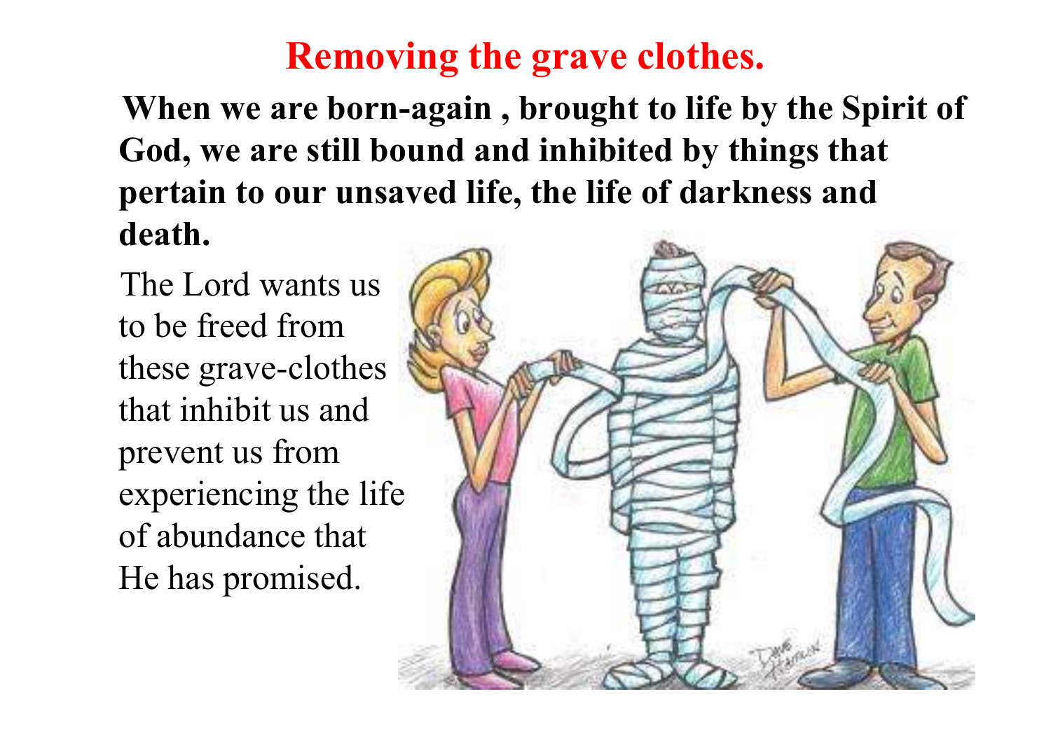# Removing the grave clothes.

**When we are born-again , brought to life by the Spirit of God, we are still bound and inhibited by things that pertain to our unsaved life, the life of darkness and death.**

The Lord wants us to be freed from these grave-clothes that inhibit us and prevent us from experiencing the life of abundance that He has promised.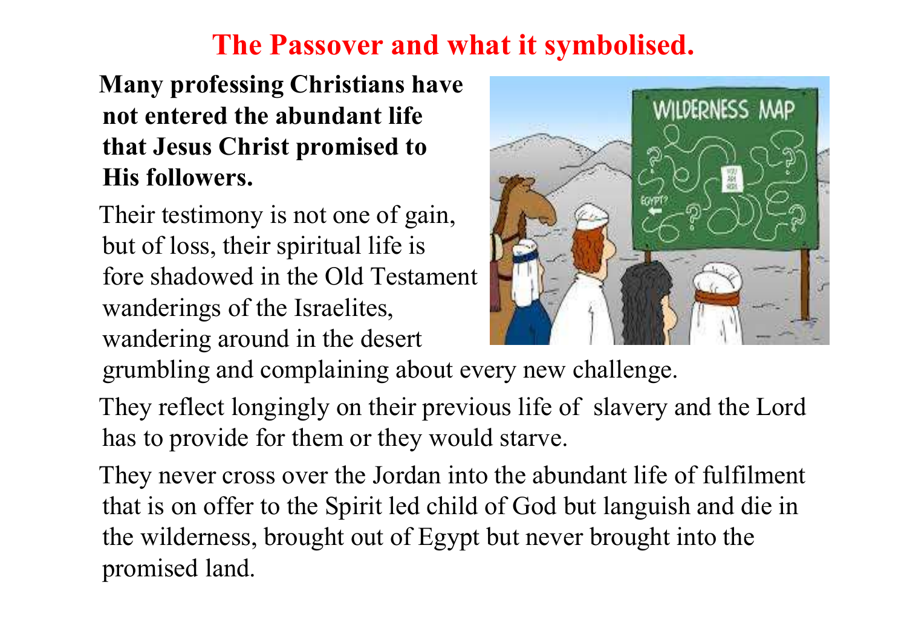# The Passover and what it symbolised.

**Many professing Christians have not entered the abundant life that Jesus Christ promised to His followers.**

Their testimony is not one of gain, but of loss, their spiritual life is fore shadowed in the Old Testament wanderings of the Israelites, wandering around in the desert grumbling and complaining about every new challenge.

They reflect longingly on their previous life of slavery and the Lord has to provide for them or they would starve.

They never cross over the Jordan into the abundant life of fulfilment that is on offer to the Spirit led child of God but languish and die in the wilderness, brought out of Egypt but never brought into the promised land.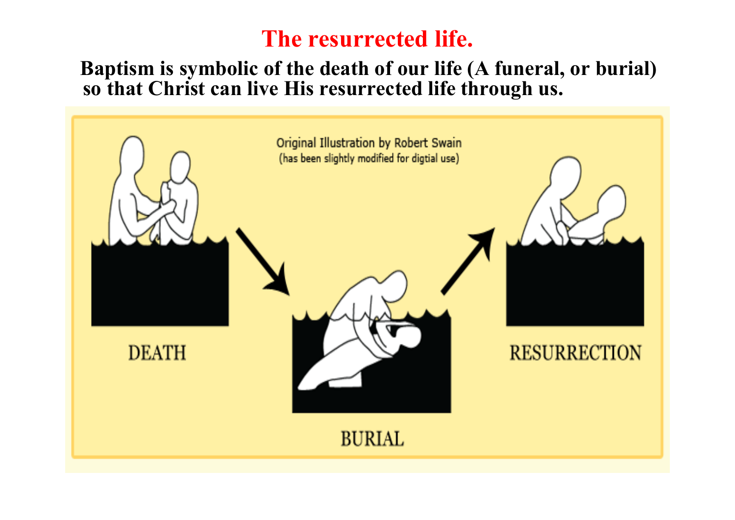# The resurrected life.

**Baptism is symbolic of the death of our life (A funeral, or burial) so that Christ can live His resurrected life through us.**

Original Illustration by Robert Swain
(has been slightly modified for digtial use)

DEATH

BURIAL

RESURRECTION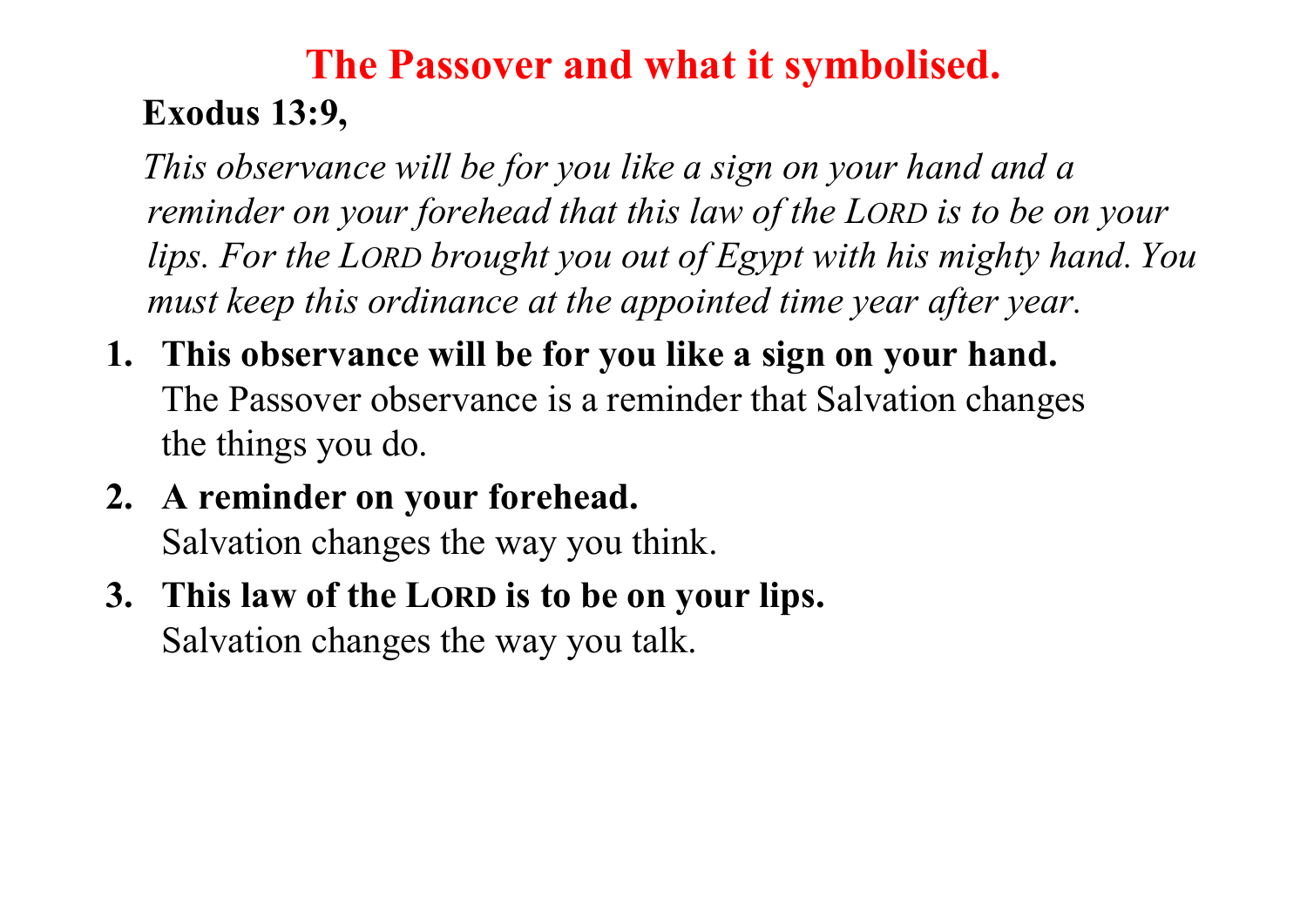# The Passover and what it symbolised.

**Exodus 13:9,**

*This observance will be for you like a sign on your hand and a reminder on your forehead that this law of the LORD is to be on your lips. For the LORD brought you out of Egypt with his mighty hand. You must keep this ordinance at the appointed time year after year.*

1. **This observance will be for you like a sign on your hand.**
   The Passover observance is a reminder that Salvation changes the things you do.
2. **A reminder on your forehead.**
   Salvation changes the way you think.
3. **This law of the LORD is to be on your lips.**
   Salvation changes the way you talk.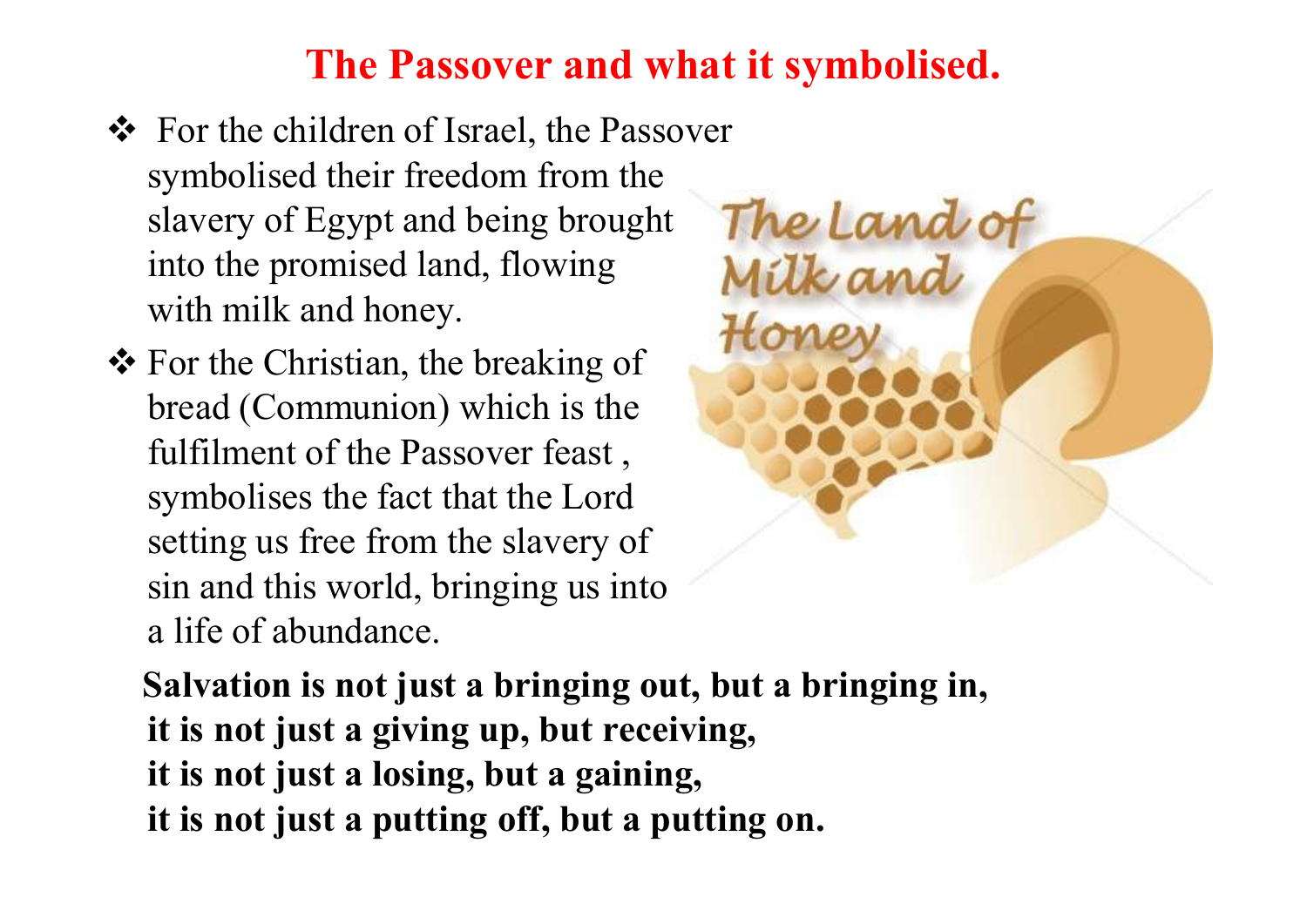# The Passover and what it symbolised.

- For the children of Israel, the Passover symbolised their freedom from the slavery of Egypt and being brought into the promised land, flowing with milk and honey.
- For the Christian, the breaking of bread (Communion) which is the fulfilment of the Passover feast , symbolises the fact that the Lord setting us free from the slavery of sin and this world, bringing us into a life of abundance.

**Salvation is not just a bringing out, but a bringing in,**
**it is not just a giving up, but receiving,**
**it is not just a losing, but a gaining,**
**it is not just a putting off, but a putting on.**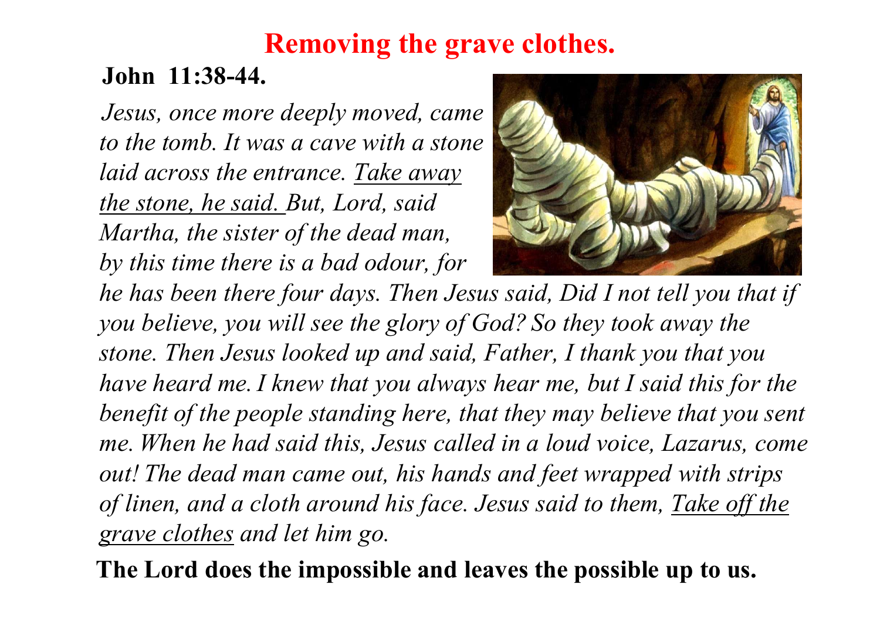# Removing the grave clothes.

**John 11:38-44.**

*Jesus, once more deeply moved, came to the tomb. It was a cave with a stone laid across the entrance. <u>Take away the stone, he said.</u> But, Lord, said Martha, the sister of the dead man, by this time there is a bad odour, for he has been there four days. Then Jesus said, Did I not tell you that if you believe, you will see the glory of God? So they took away the stone. Then Jesus looked up and said, Father, I thank you that you have heard me. I knew that you always hear me, but I said this for the benefit of the people standing here, that they may believe that you sent me. When he had said this, Jesus called in a loud voice, Lazarus, come out! The dead man came out, his hands and feet wrapped with strips of linen, and a cloth around his face. Jesus said to them, <u>Take off the grave clothes</u> and let him go.*

**The Lord does the impossible and leaves the possible up to us.**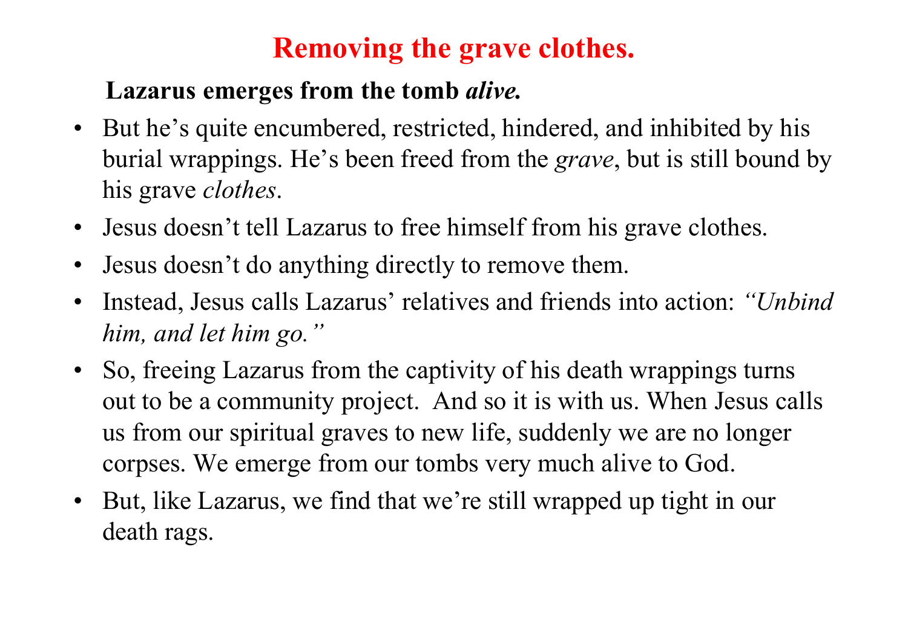# Removing the grave clothes.

**Lazarus emerges from the tomb *alive.***

- But he's quite encumbered, restricted, hindered, and inhibited by his burial wrappings. He's been freed from the *grave*, but is still bound by his grave *clothes*.
- Jesus doesn't tell Lazarus to free himself from his grave clothes.
- Jesus doesn't do anything directly to remove them.
- Instead, Jesus calls Lazarus' relatives and friends into action: *"Unbind him, and let him go."*
- So, freeing Lazarus from the captivity of his death wrappings turns out to be a community project. And so it is with us. When Jesus calls us from our spiritual graves to new life, suddenly we are no longer corpses. We emerge from our tombs very much alive to God.
- But, like Lazarus, we find that we're still wrapped up tight in our death rags.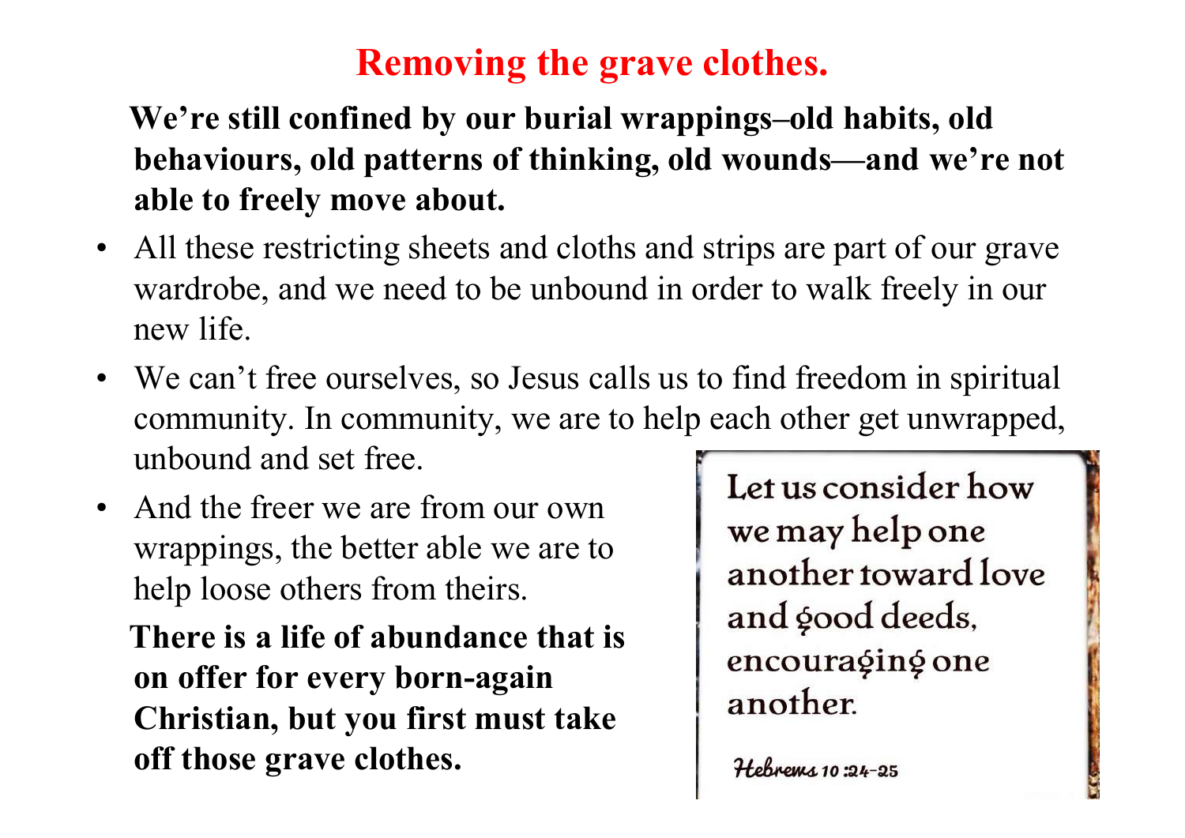# Removing the grave clothes.

**We're still confined by our burial wrappings–old habits, old behaviours, old patterns of thinking, old wounds—and we're not able to freely move about.**

- All these restricting sheets and cloths and strips are part of our grave wardrobe, and we need to be unbound in order to walk freely in our new life.
- We can't free ourselves, so Jesus calls us to find freedom in spiritual community. In community, we are to help each other get unwrapped, unbound and set free.
- And the freer we are from our own wrappings, the better able we are to help loose others from theirs.

**There is a life of abundance that is on offer for every born-again Christian, but you first must take off those grave clothes.**

Let us consider how we may help one another toward love and good deeds, encouraging one another.

*Hebrews 10:24-25*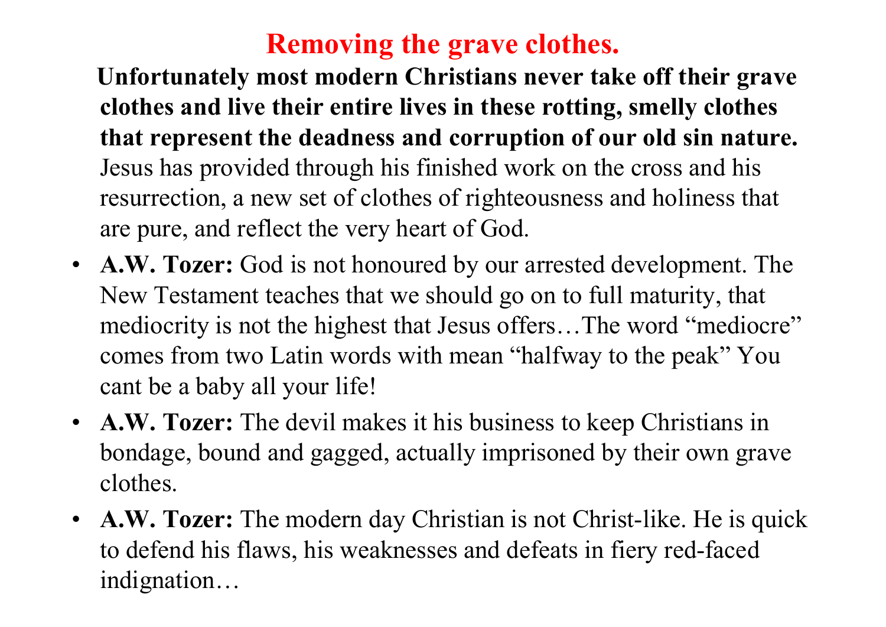# Removing the grave clothes.

**Unfortunately most modern Christians never take off their grave clothes and live their entire lives in these rotting, smelly clothes that represent the deadness and corruption of our old sin nature.** Jesus has provided through his finished work on the cross and his resurrection, a new set of clothes of righteousness and holiness that are pure, and reflect the very heart of God.

- **A.W. Tozer:** God is not honoured by our arrested development. The New Testament teaches that we should go on to full maturity, that mediocrity is not the highest that Jesus offers…The word "mediocre" comes from two Latin words with mean "halfway to the peak" You cant be a baby all your life!
- **A.W. Tozer:** The devil makes it his business to keep Christians in bondage, bound and gagged, actually imprisoned by their own grave clothes.
- **A.W. Tozer:** The modern day Christian is not Christ-like. He is quick to defend his flaws, his weaknesses and defeats in fiery red-faced indignation…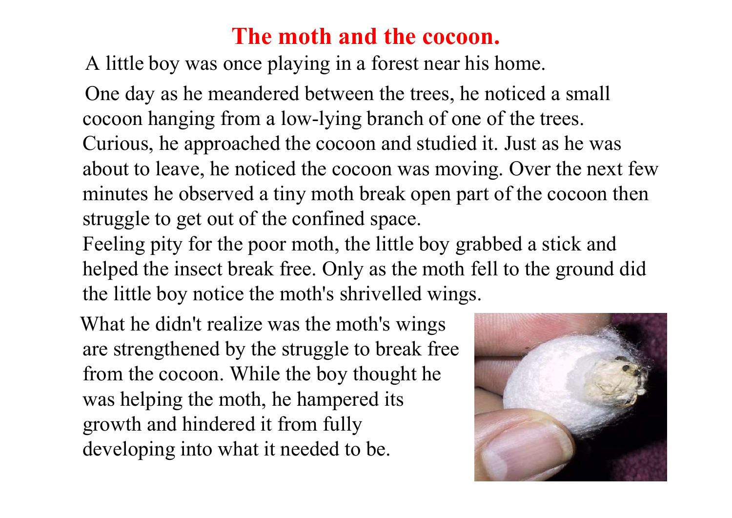# The moth and the cocoon.

A little boy was once playing in a forest near his home.

One day as he meandered between the trees, he noticed a small cocoon hanging from a low-lying branch of one of the trees. Curious, he approached the cocoon and studied it. Just as he was about to leave, he noticed the cocoon was moving. Over the next few minutes he observed a tiny moth break open part of the cocoon then struggle to get out of the confined space.

Feeling pity for the poor moth, the little boy grabbed a stick and helped the insect break free. Only as the moth fell to the ground did the little boy notice the moth's shrivelled wings.

What he didn't realize was the moth's wings are strengthened by the struggle to break free from the cocoon. While the boy thought he was helping the moth, he hampered its growth and hindered it from fully developing into what it needed to be.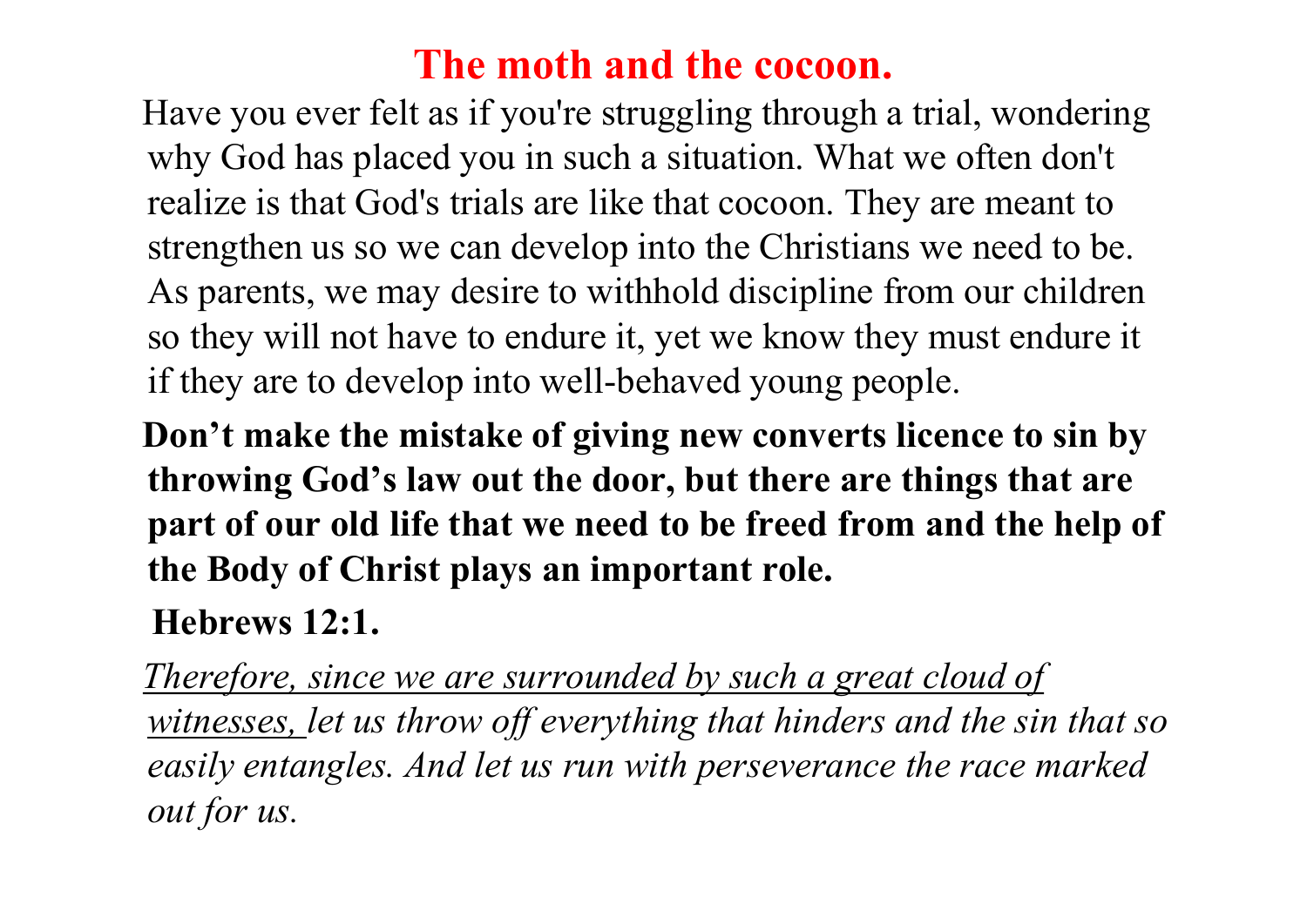# The moth and the cocoon.

Have you ever felt as if you're struggling through a trial, wondering why God has placed you in such a situation. What we often don't realize is that God's trials are like that cocoon. They are meant to strengthen us so we can develop into the Christians we need to be. As parents, we may desire to withhold discipline from our children so they will not have to endure it, yet we know they must endure it if they are to develop into well-behaved young people.

**Don't make the mistake of giving new converts licence to sin by throwing God's law out the door, but there are things that are part of our old life that we need to be freed from and the help of the Body of Christ plays an important role.**

**Hebrews 12:1.**

*<u>Therefore, since we are surrounded by such a great cloud of witnesses,</u> let us throw off everything that hinders and the sin that so easily entangles. And let us run with perseverance the race marked out for us.*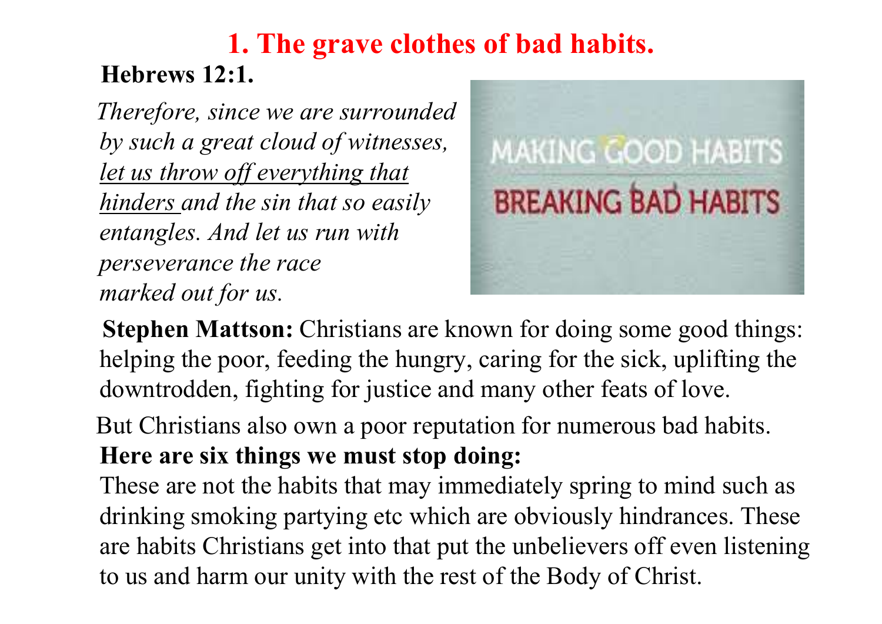# 1. The grave clothes of bad habits.

**Hebrews 12:1.**

*Therefore, since we are surrounded by such a great cloud of witnesses, <u>let us throw off everything that hinders</u> and the sin that so easily entangles. And let us run with perseverance the race marked out for us.*

**Stephen Mattson:** Christians are known for doing some good things: helping the poor, feeding the hungry, caring for the sick, uplifting the downtrodden, fighting for justice and many other feats of love.

But Christians also own a poor reputation for numerous bad habits.

**Here are six things we must stop doing:**

These are not the habits that may immediately spring to mind such as drinking smoking partying etc which are obviously hindrances. These are habits Christians get into that put the unbelievers off even listening to us and harm our unity with the rest of the Body of Christ.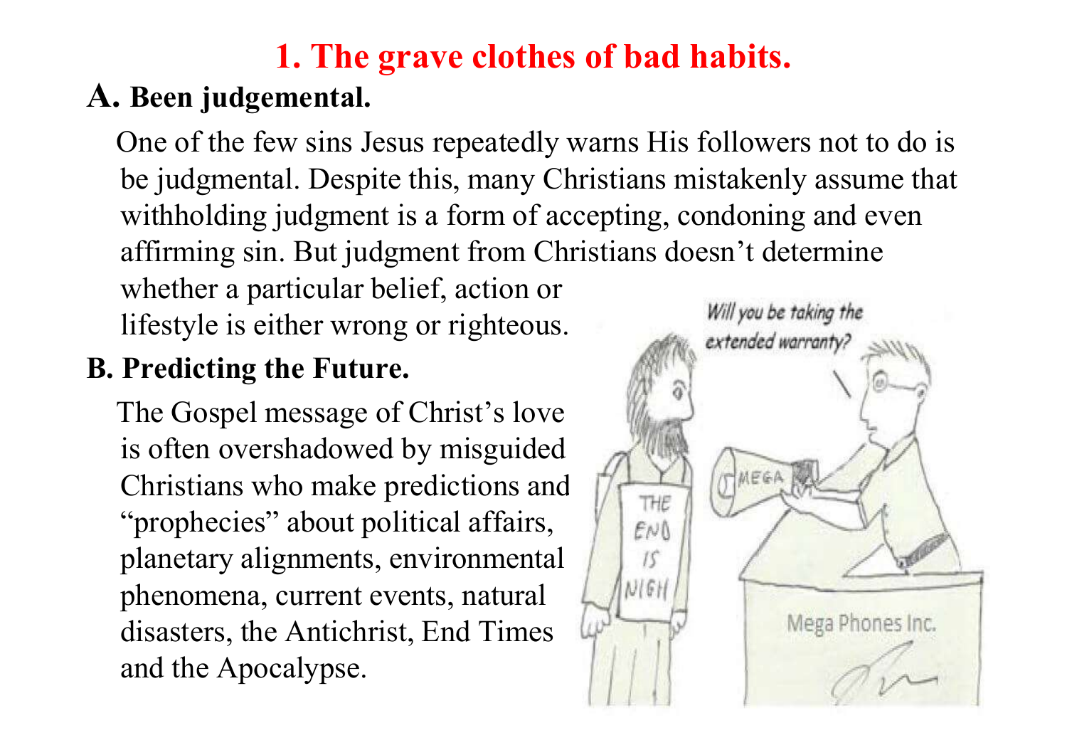# 1. The grave clothes of bad habits.

## A. Been judgemental.

One of the few sins Jesus repeatedly warns His followers not to do is be judgmental. Despite this, many Christians mistakenly assume that withholding judgment is a form of accepting, condoning and even affirming sin. But judgment from Christians doesn't determine whether a particular belief, action or lifestyle is either wrong or righteous.

## B. Predicting the Future.

The Gospel message of Christ's love is often overshadowed by misguided Christians who make predictions and "prophecies" about political affairs, planetary alignments, environmental phenomena, current events, natural disasters, the Antichrist, End Times and the Apocalypse.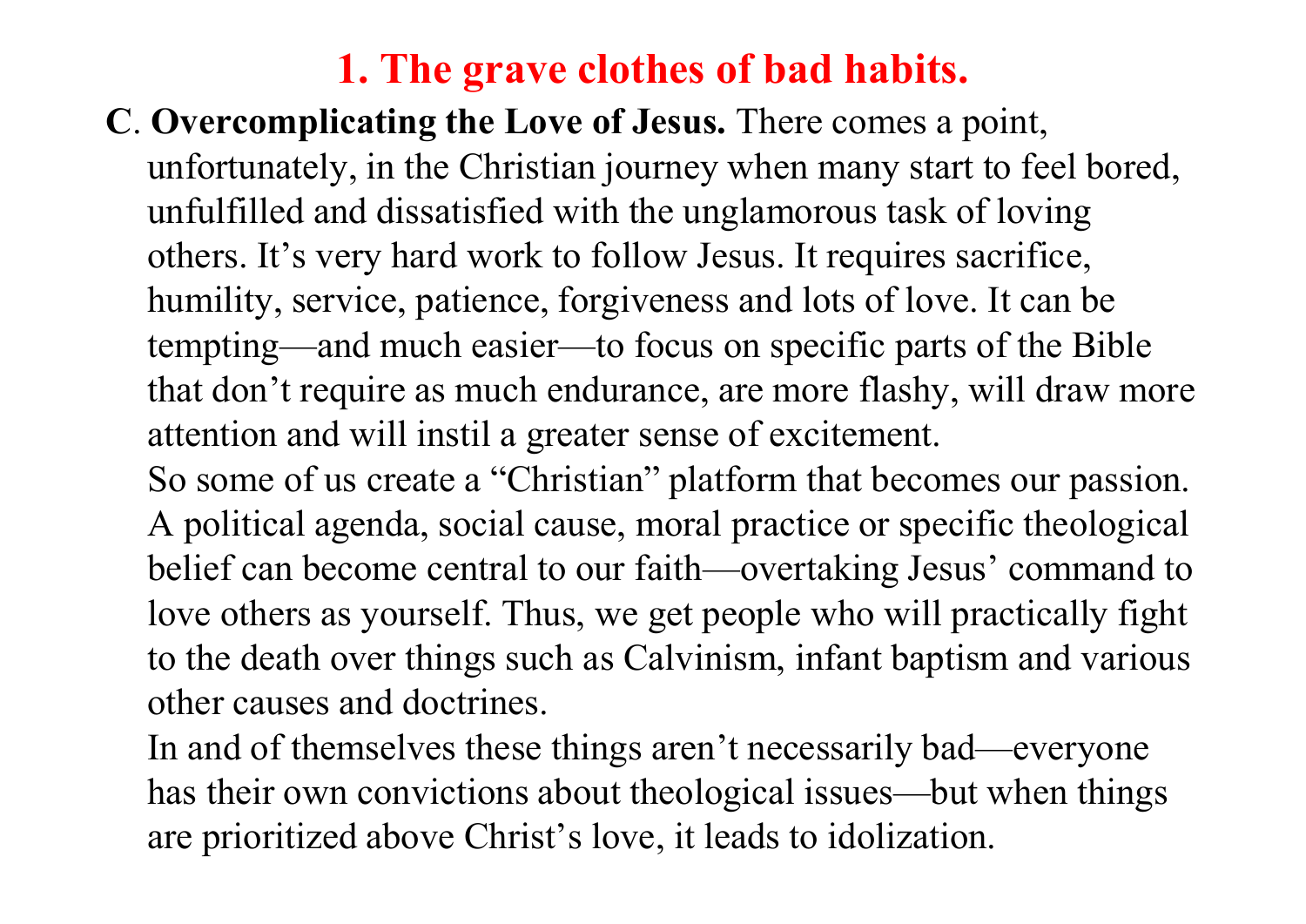# 1. The grave clothes of bad habits.

**C**. **Overcomplicating the Love of Jesus.** There comes a point, unfortunately, in the Christian journey when many start to feel bored, unfulfilled and dissatisfied with the unglamorous task of loving others. It's very hard work to follow Jesus. It requires sacrifice, humility, service, patience, forgiveness and lots of love. It can be tempting—and much easier—to focus on specific parts of the Bible that don't require as much endurance, are more flashy, will draw more attention and will instil a greater sense of excitement.

So some of us create a "Christian" platform that becomes our passion. A political agenda, social cause, moral practice or specific theological belief can become central to our faith—overtaking Jesus' command to love others as yourself. Thus, we get people who will practically fight to the death over things such as Calvinism, infant baptism and various other causes and doctrines.

In and of themselves these things aren't necessarily bad—everyone has their own convictions about theological issues—but when things are prioritized above Christ's love, it leads to idolization.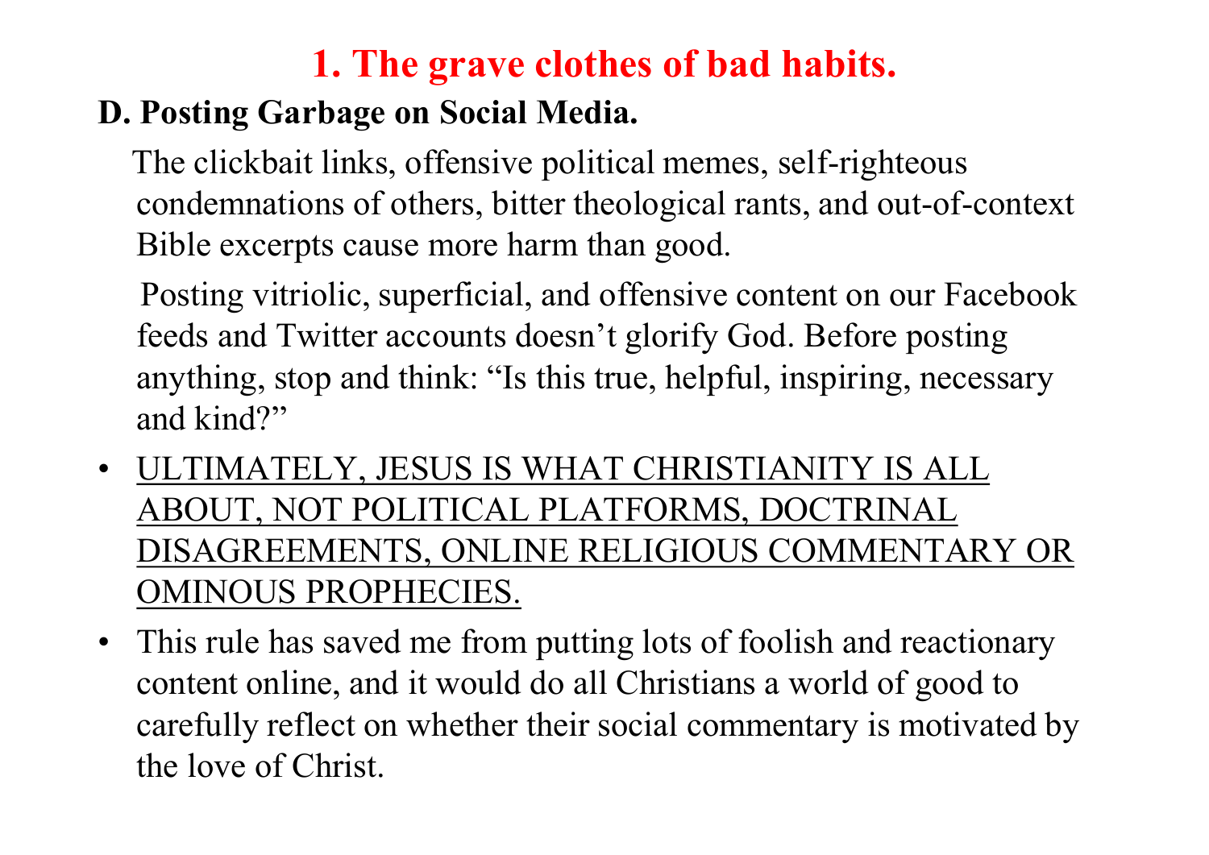# 1. The grave clothes of bad habits.

**D. Posting Garbage on Social Media.**

The clickbait links, offensive political memes, self-righteous condemnations of others, bitter theological rants, and out-of-context Bible excerpts cause more harm than good.

Posting vitriolic, superficial, and offensive content on our Facebook feeds and Twitter accounts doesn't glorify God. Before posting anything, stop and think: "Is this true, helpful, inspiring, necessary and kind?"

- <u>ULTIMATELY, JESUS IS WHAT CHRISTIANITY IS ALL ABOUT, NOT POLITICAL PLATFORMS, DOCTRINAL DISAGREEMENTS, ONLINE RELIGIOUS COMMENTARY OR OMINOUS PROPHECIES.</u>
- This rule has saved me from putting lots of foolish and reactionary content online, and it would do all Christians a world of good to carefully reflect on whether their social commentary is motivated by the love of Christ.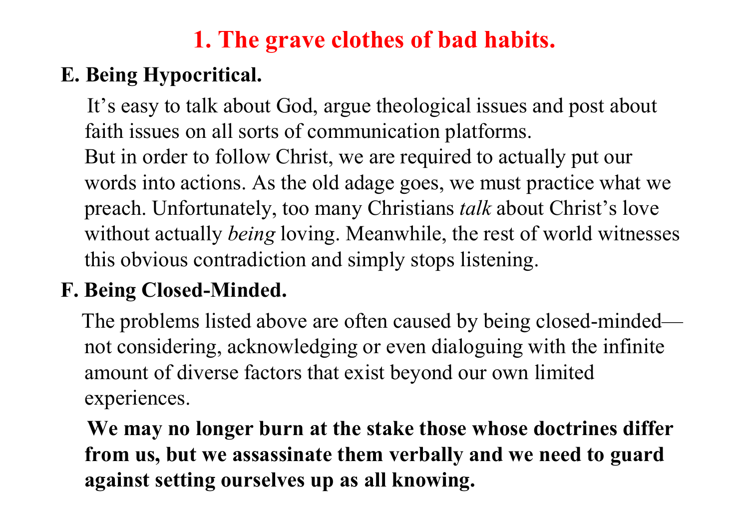# 1. The grave clothes of bad habits.

**E. Being Hypocritical.**

It's easy to talk about God, argue theological issues and post about faith issues on all sorts of communication platforms.
But in order to follow Christ, we are required to actually put our words into actions. As the old adage goes, we must practice what we preach. Unfortunately, too many Christians *talk* about Christ's love without actually *being* loving. Meanwhile, the rest of world witnesses this obvious contradiction and simply stops listening.

**F. Being Closed-Minded.**

The problems listed above are often caused by being closed-minded—not considering, acknowledging or even dialoguing with the infinite amount of diverse factors that exist beyond our own limited experiences.

**We may no longer burn at the stake those whose doctrines differ from us, but we assassinate them verbally and we need to guard against setting ourselves up as all knowing.**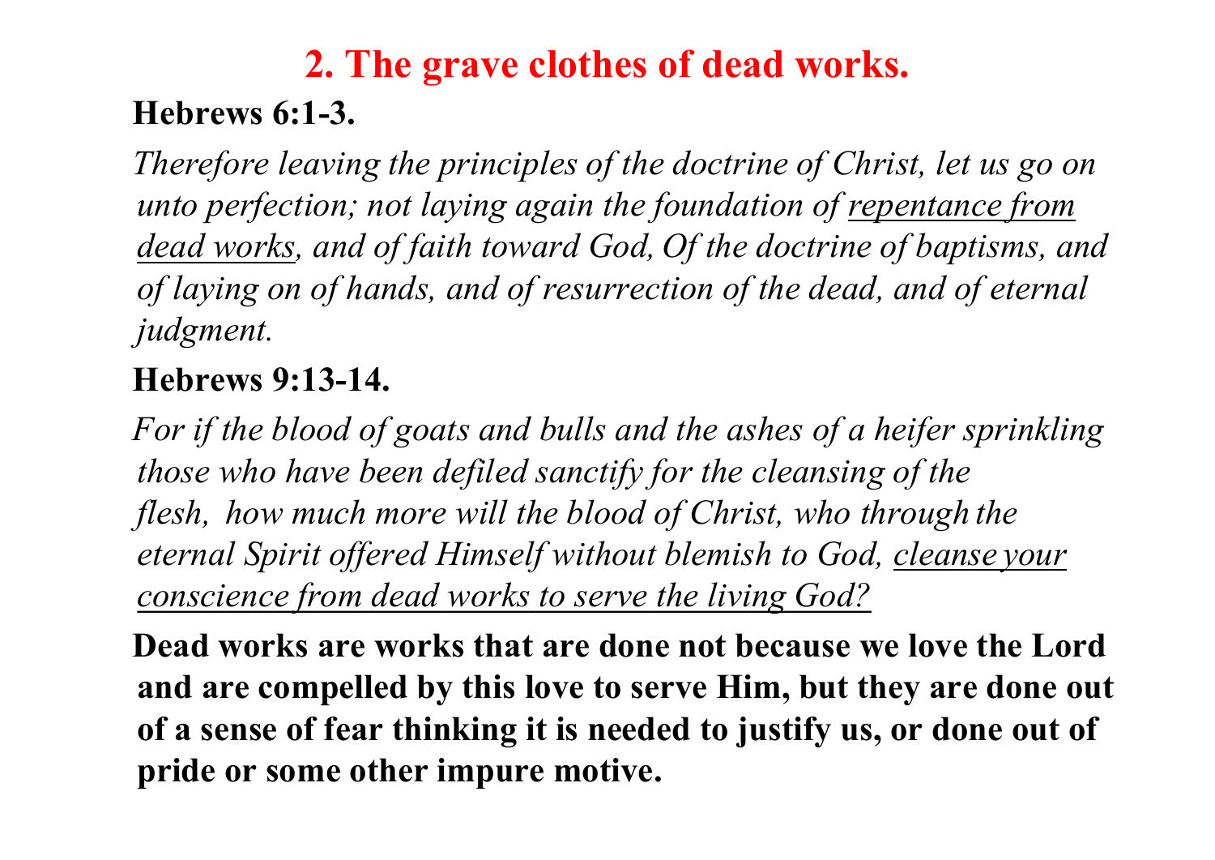## 2. The grave clothes of dead works.

**Hebrews 6:1-3.**

*Therefore leaving the principles of the doctrine of Christ, let us go on unto perfection; not laying again the foundation of <u>repentance from dead works</u>, and of faith toward God, Of the doctrine of baptisms, and of laying on of hands, and of resurrection of the dead, and of eternal judgment.*

**Hebrews 9:13-14.**

*For if the blood of goats and bulls and the ashes of a heifer sprinkling those who have been defiled sanctify for the cleansing of the flesh, how much more will the blood of Christ, who through the eternal Spirit offered Himself without blemish to God, <u>cleanse your conscience from dead works to serve the living God?</u>*

**Dead works are works that are done not because we love the Lord and are compelled by this love to serve Him, but they are done out of a sense of fear thinking it is needed to justify us, or done out of pride or some other impure motive.**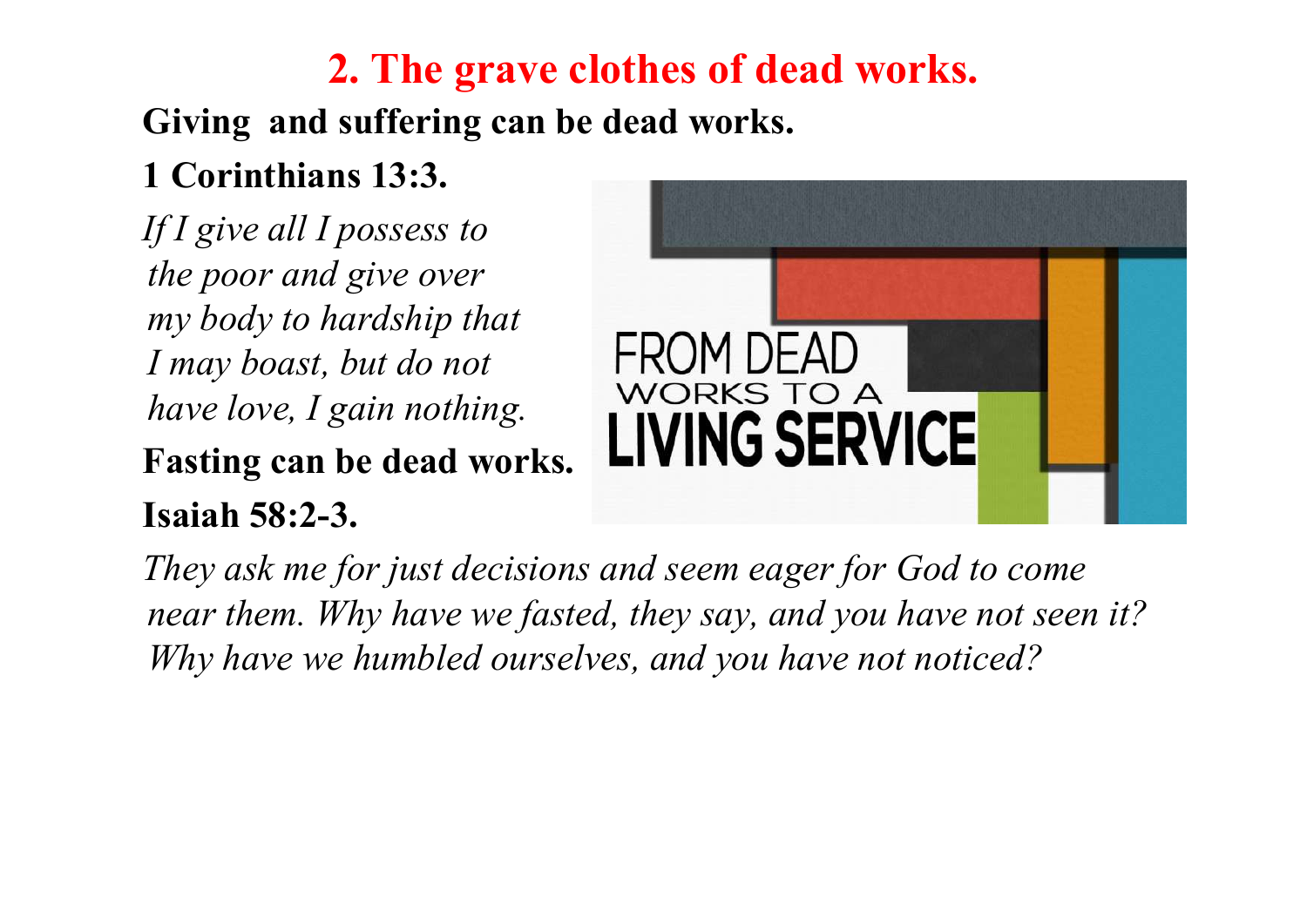## 2. The grave clothes of dead works.

**Giving and suffering can be dead works.**

**1 Corinthians 13:3.**

*If I give all I possess to the poor and give over my body to hardship that I may boast, but do not have love, I gain nothing.*

**Fasting can be dead works.**

**Isaiah 58:2-3.**

*They ask me for just decisions and seem eager for God to come near them. Why have we fasted, they say, and you have not seen it? Why have we humbled ourselves, and you have not noticed?*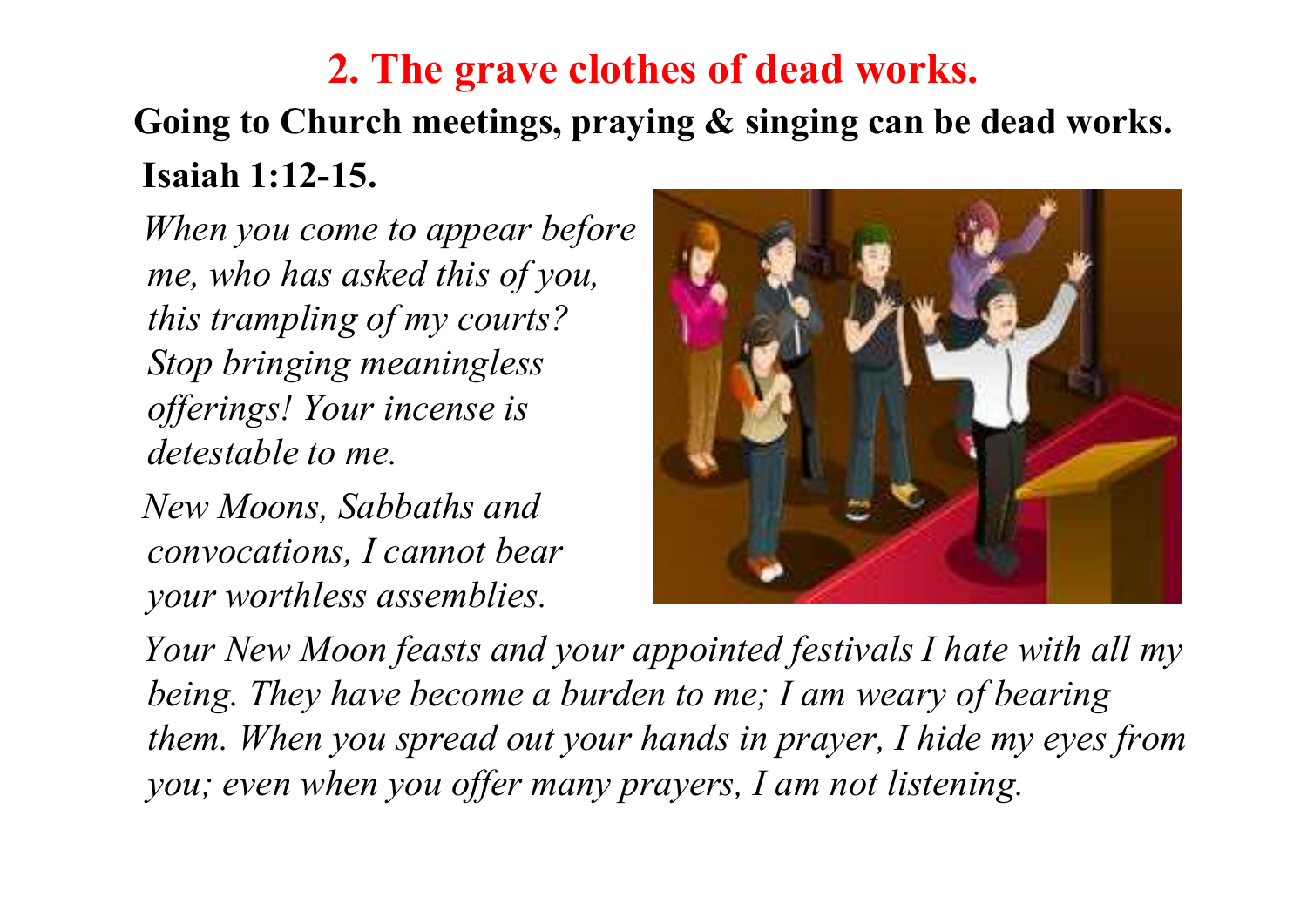## 2. The grave clothes of dead works.

**Going to Church meetings, praying & singing can be dead works.**

**Isaiah 1:12-15.**

*When you come to appear before me, who has asked this of you, this trampling of my courts? Stop bringing meaningless offerings! Your incense is detestable to me.*

*New Moons, Sabbaths and convocations, I cannot bear your worthless assemblies.*

*Your New Moon feasts and your appointed festivals I hate with all my being. They have become a burden to me; I am weary of bearing them. When you spread out your hands in prayer, I hide my eyes from you; even when you offer many prayers, I am not listening.*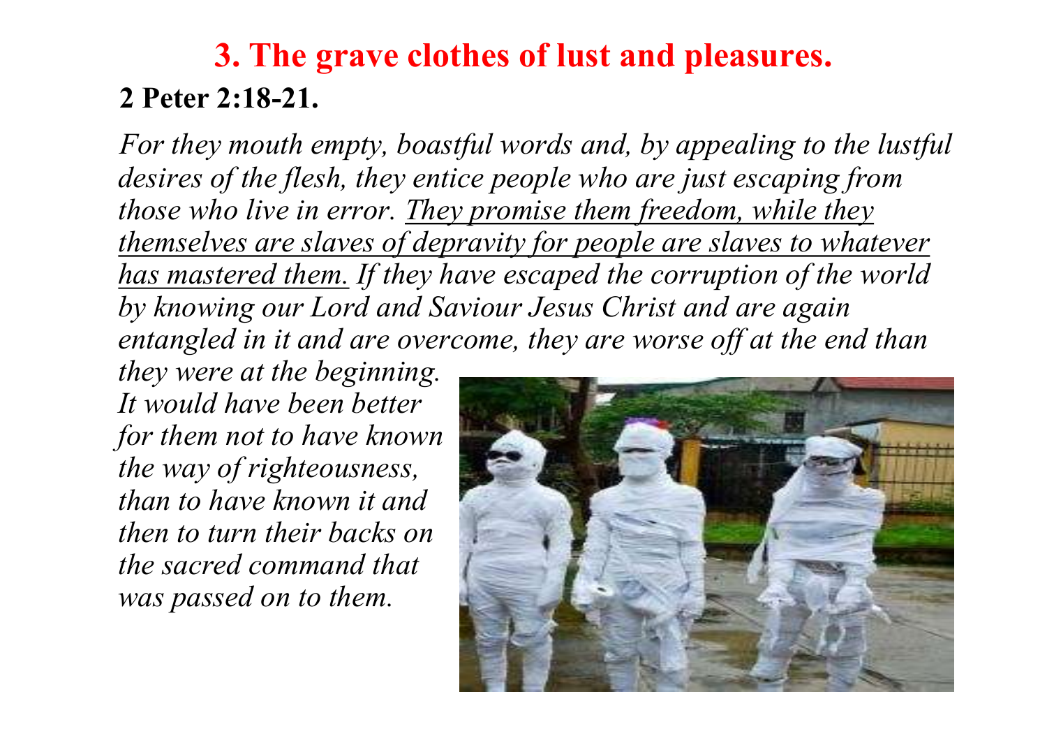# 3. The grave clothes of lust and pleasures.

**2 Peter 2:18-21.**

*For they mouth empty, boastful words and, by appealing to the lustful desires of the flesh, they entice people who are just escaping from those who live in error. <u>They promise them freedom, while they themselves are slaves of depravity for people are slaves to whatever has mastered them.</u> If they have escaped the corruption of the world by knowing our Lord and Saviour Jesus Christ and are again entangled in it and are overcome, they are worse off at the end than they were at the beginning. It would have been better for them not to have known the way of righteousness, than to have known it and then to turn their backs on the sacred command that was passed on to them.*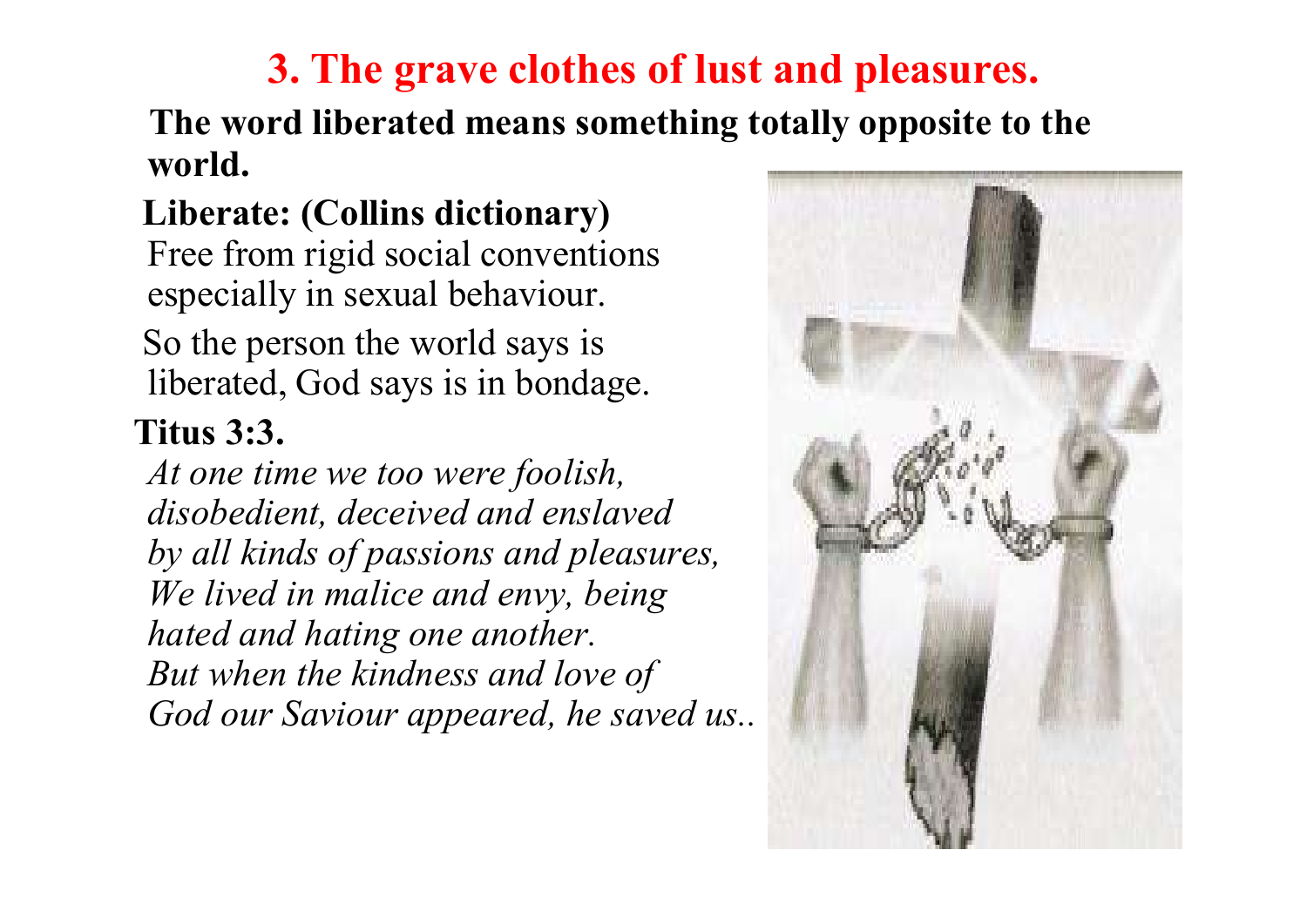# 3. The grave clothes of lust and pleasures.

**The word liberated means something totally opposite to the world.**

**Liberate: (Collins dictionary)**

Free from rigid social conventions especially in sexual behaviour.

So the person the world says is liberated, God says is in bondage.

**Titus 3:3.**

*At one time we too were foolish, disobedient, deceived and enslaved by all kinds of passions and pleasures, We lived in malice and envy, being hated and hating one another. But when the kindness and love of God our Saviour appeared, he saved us..*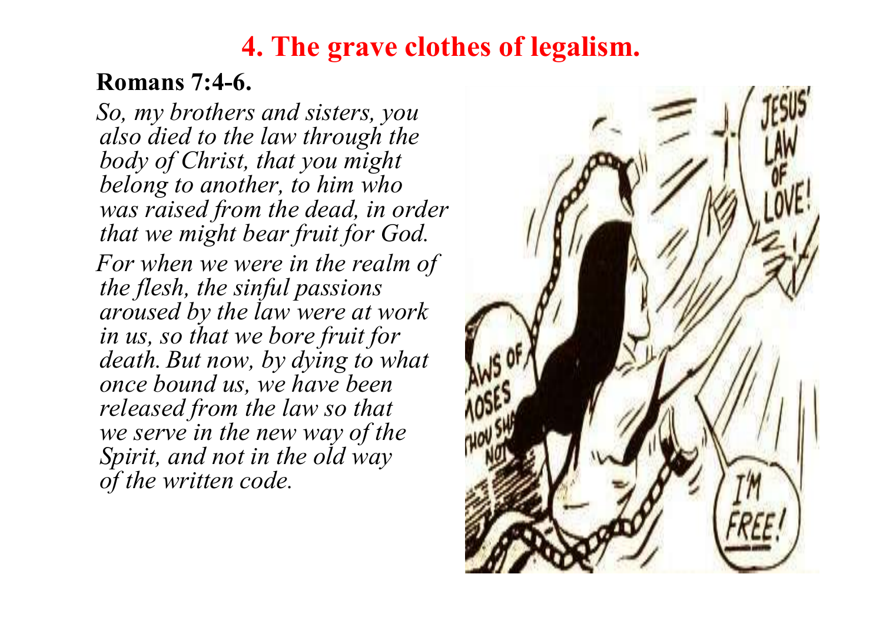# 4. The grave clothes of legalism.

**Romans 7:4-6.**

*So, my brothers and sisters, you also died to the law through the body of Christ, that you might belong to another, to him who was raised from the dead, in order that we might bear fruit for God.*

*For when we were in the realm of the flesh, the sinful passions aroused by the law were at work in us, so that we bore fruit for death. But now, by dying to what once bound us, we have been released from the law so that we serve in the new way of the Spirit, and not in the old way of the written code.*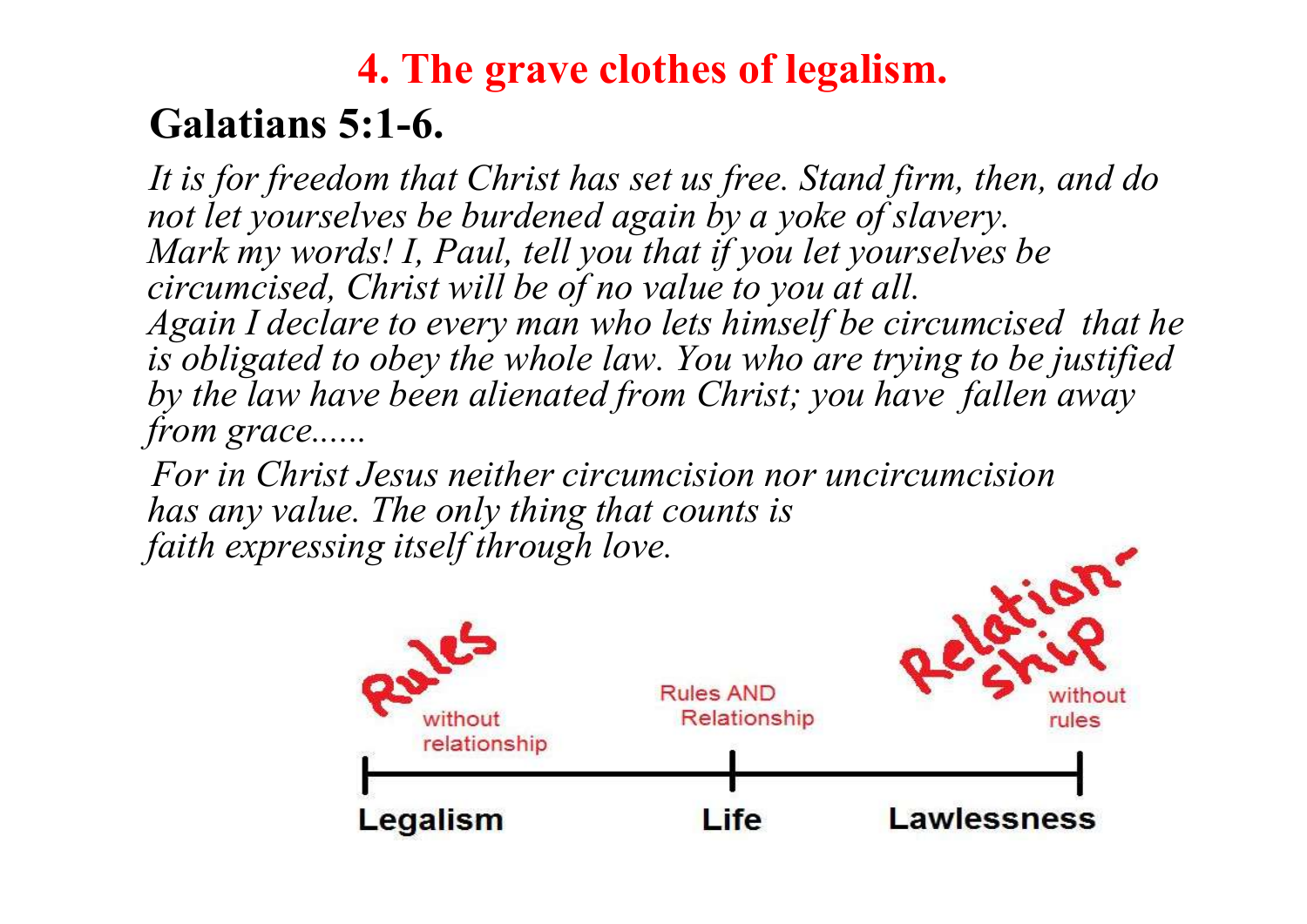# 4. The grave clothes of legalism.

## Galatians 5:1-6.

*It is for freedom that Christ has set us free. Stand firm, then, and do not let yourselves be burdened again by a yoke of slavery. Mark my words! I, Paul, tell you that if you let yourselves be circumcised, Christ will be of no value to you at all. Again I declare to every man who lets himself be circumcised that he is obligated to obey the whole law. You who are trying to be justified by the law have been alienated from Christ; you have fallen away from grace......*

*For in Christ Jesus neither circumcision nor uncircumcision has any value. The only thing that counts is faith expressing itself through love.*

| Rules without relationship | Rules AND Relationship | Relationship without rules |
|---|---|---|
| **Legalism** | **Life** | **Lawlessness** |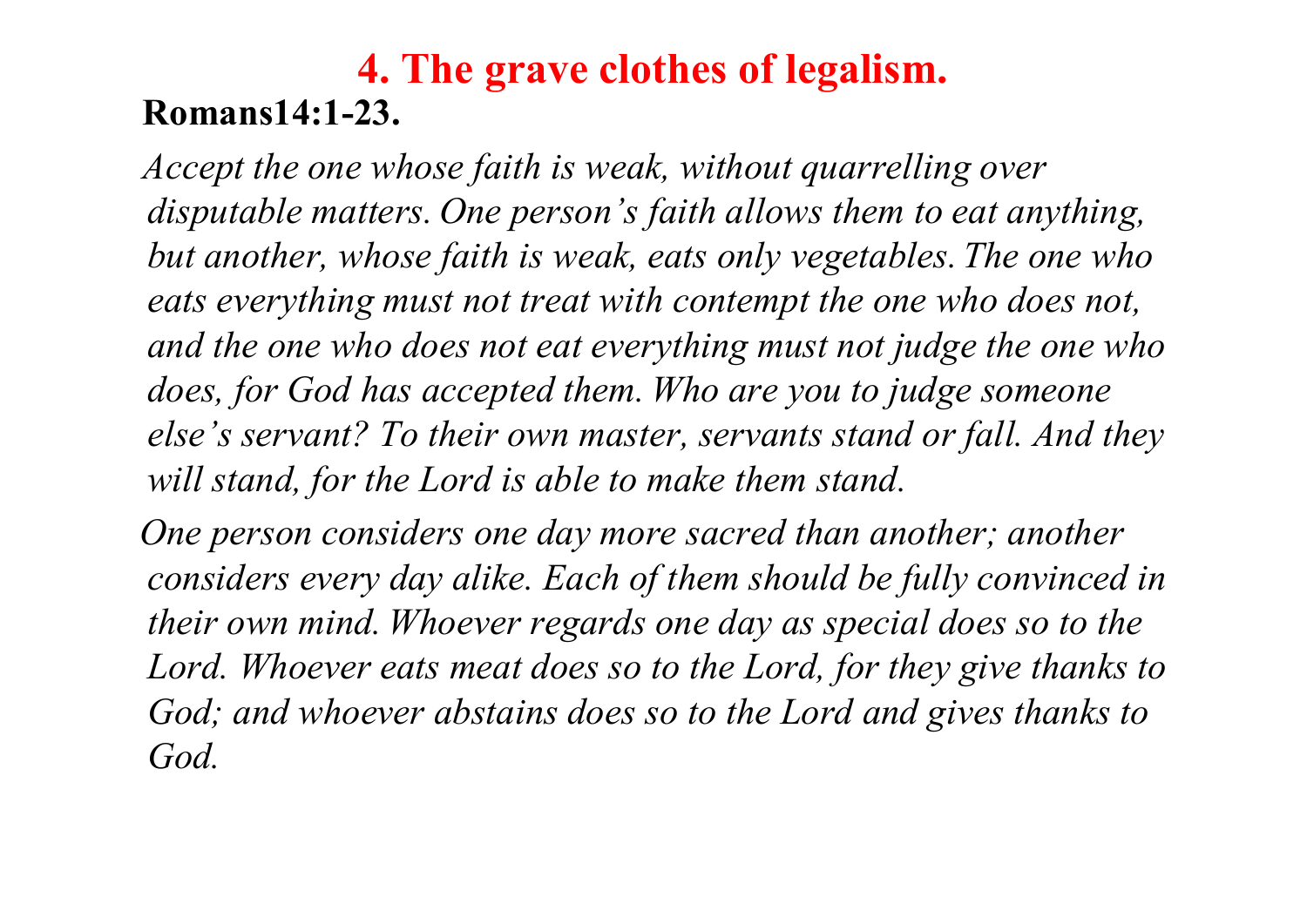# 4. The grave clothes of legalism.

**Romans14:1-23.**

*Accept the one whose faith is weak, without quarrelling over disputable matters. One person's faith allows them to eat anything, but another, whose faith is weak, eats only vegetables. The one who eats everything must not treat with contempt the one who does not, and the one who does not eat everything must not judge the one who does, for God has accepted them. Who are you to judge someone else's servant? To their own master, servants stand or fall. And they will stand, for the Lord is able to make them stand.*

*One person considers one day more sacred than another; another considers every day alike. Each of them should be fully convinced in their own mind. Whoever regards one day as special does so to the Lord. Whoever eats meat does so to the Lord, for they give thanks to God; and whoever abstains does so to the Lord and gives thanks to God.*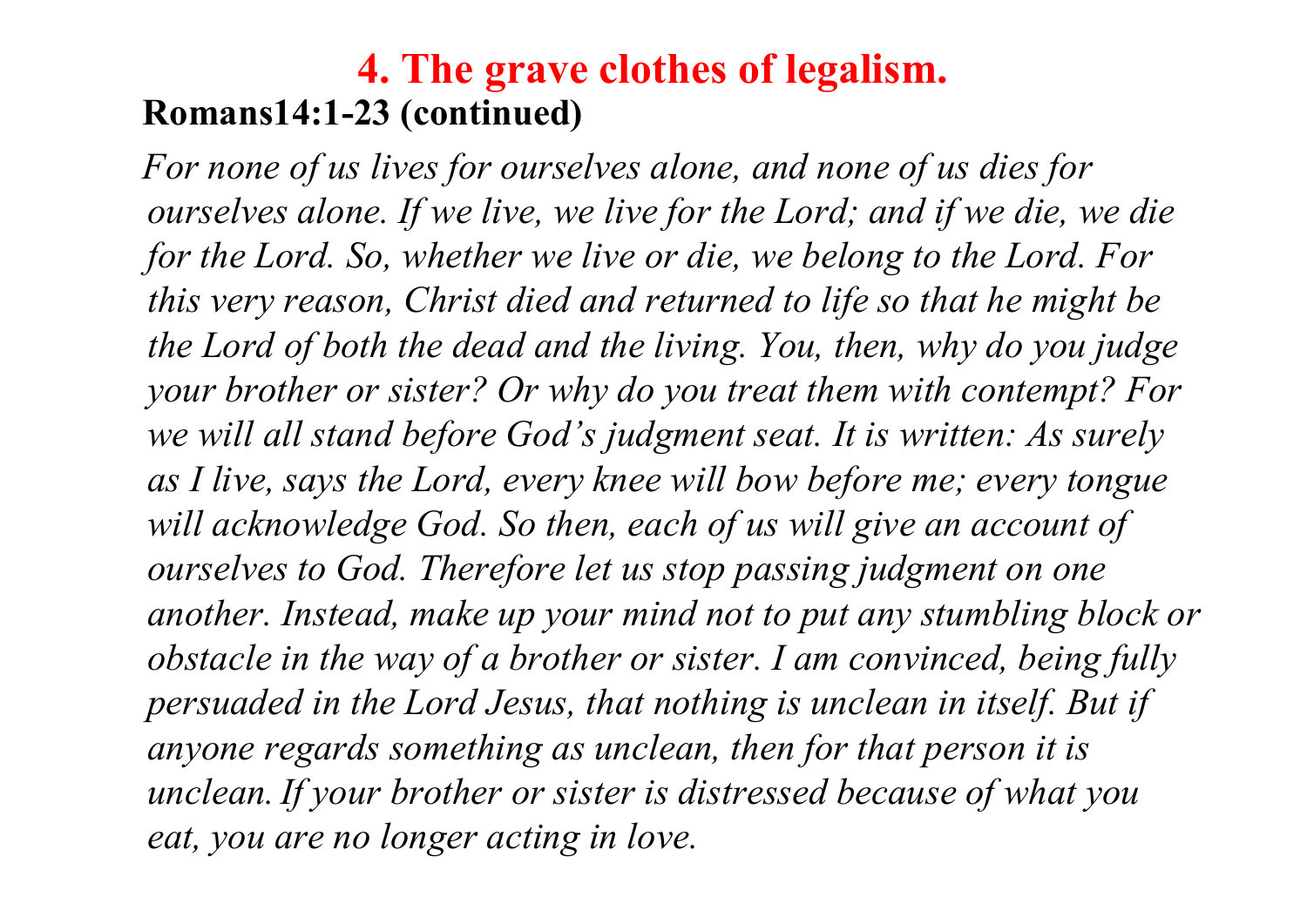# 4. The grave clothes of legalism.

**Romans14:1-23 (continued)**

*For none of us lives for ourselves alone, and none of us dies for ourselves alone. If we live, we live for the Lord; and if we die, we die for the Lord. So, whether we live or die, we belong to the Lord. For this very reason, Christ died and returned to life so that he might be the Lord of both the dead and the living. You, then, why do you judge your brother or sister? Or why do you treat them with contempt? For we will all stand before God's judgment seat. It is written: As surely as I live, says the Lord, every knee will bow before me; every tongue will acknowledge God. So then, each of us will give an account of ourselves to God. Therefore let us stop passing judgment on one another. Instead, make up your mind not to put any stumbling block or obstacle in the way of a brother or sister. I am convinced, being fully persuaded in the Lord Jesus, that nothing is unclean in itself. But if anyone regards something as unclean, then for that person it is unclean. If your brother or sister is distressed because of what you eat, you are no longer acting in love.*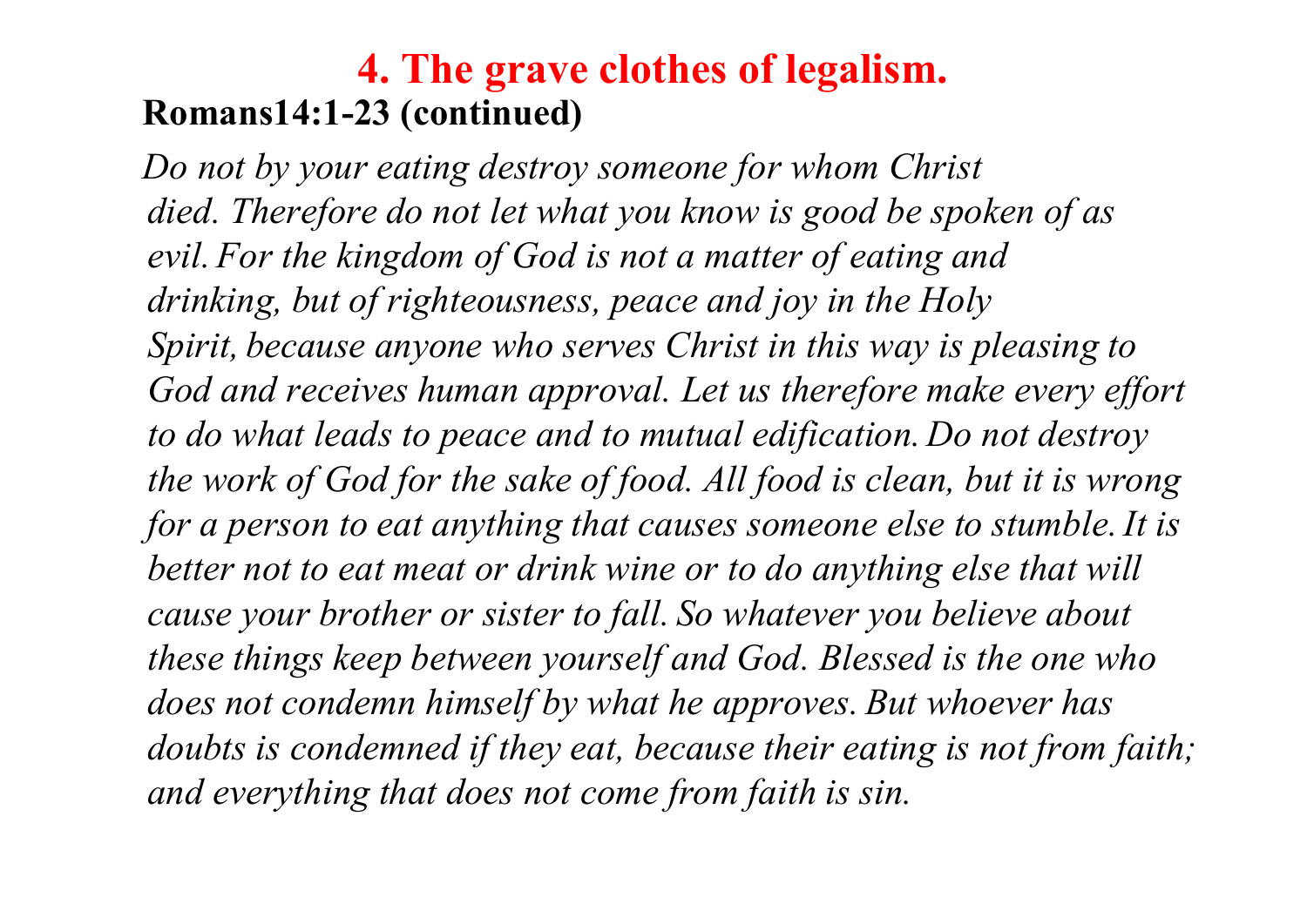# 4. The grave clothes of legalism.

**Romans14:1-23 (continued)**

*Do not by your eating destroy someone for whom Christ died. Therefore do not let what you know is good be spoken of as evil. For the kingdom of God is not a matter of eating and drinking, but of righteousness, peace and joy in the Holy Spirit, because anyone who serves Christ in this way is pleasing to God and receives human approval. Let us therefore make every effort to do what leads to peace and to mutual edification. Do not destroy the work of God for the sake of food. All food is clean, but it is wrong for a person to eat anything that causes someone else to stumble. It is better not to eat meat or drink wine or to do anything else that will cause your brother or sister to fall. So whatever you believe about these things keep between yourself and God. Blessed is the one who does not condemn himself by what he approves. But whoever has doubts is condemned if they eat, because their eating is not from faith; and everything that does not come from faith is sin.*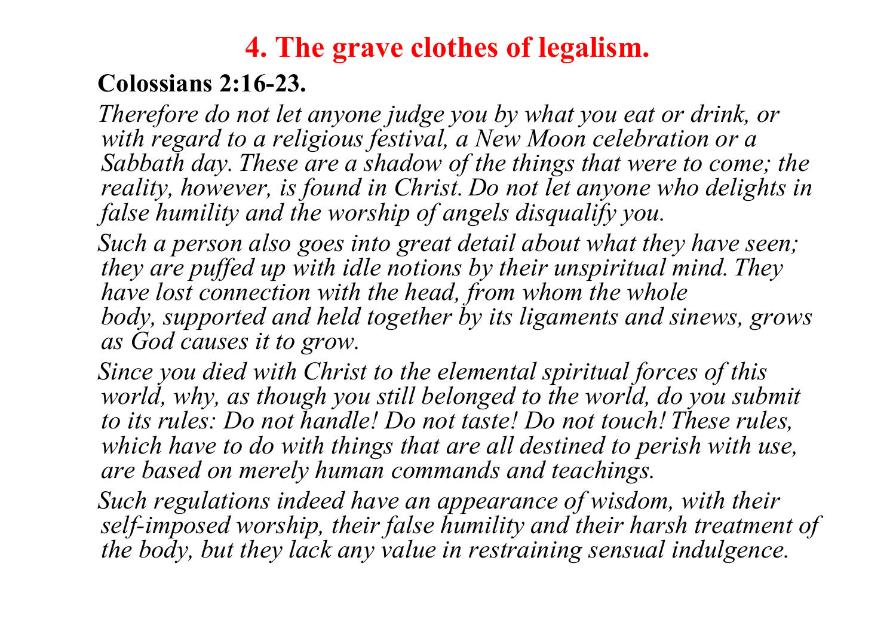# 4. The grave clothes of legalism.

**Colossians 2:16-23.**

*Therefore do not let anyone judge you by what you eat or drink, or with regard to a religious festival, a New Moon celebration or a Sabbath day. These are a shadow of the things that were to come; the reality, however, is found in Christ. Do not let anyone who delights in false humility and the worship of angels disqualify you.*

*Such a person also goes into great detail about what they have seen; they are puffed up with idle notions by their unspiritual mind. They have lost connection with the head, from whom the whole body, supported and held together by its ligaments and sinews, grows as God causes it to grow.*

*Since you died with Christ to the elemental spiritual forces of this world, why, as though you still belonged to the world, do you submit to its rules: Do not handle! Do not taste! Do not touch! These rules, which have to do with things that are all destined to perish with use, are based on merely human commands and teachings.*

*Such regulations indeed have an appearance of wisdom, with their self-imposed worship, their false humility and their harsh treatment of the body, but they lack any value in restraining sensual indulgence.*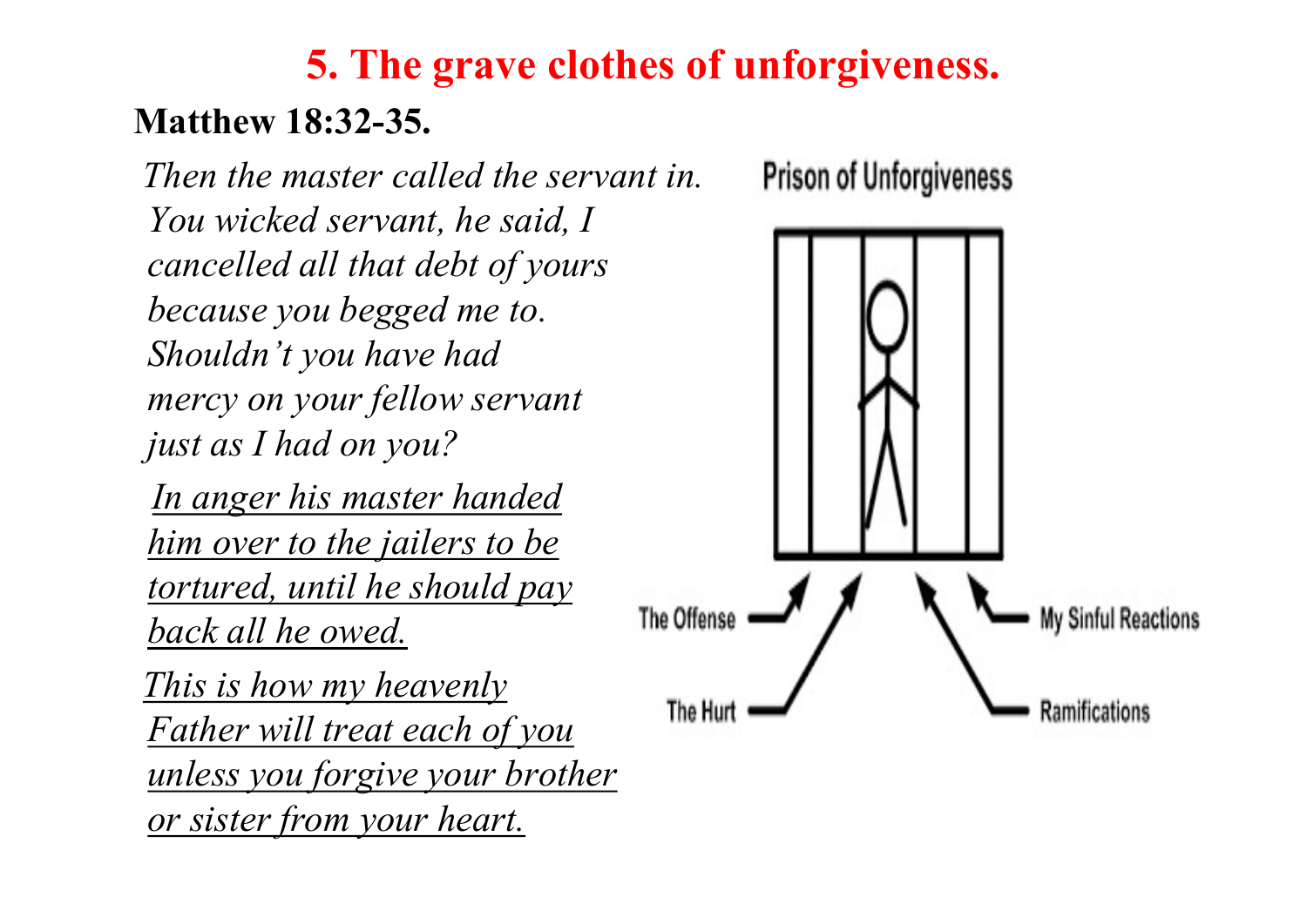# 5. The grave clothes of unforgiveness.

**Matthew 18:32-35.**

*Then the master called the servant in. You wicked servant, he said, I cancelled all that debt of yours because you begged me to. Shouldn't you have had mercy on your fellow servant just as I had on you?*

<u>*In anger his master handed him over to the jailers to be tortured, until he should pay back all he owed.*</u>

<u>*This is how my heavenly Father will treat each of you unless you forgive your brother or sister from your heart.*</u>

Prison of Unforgiveness

The Offense

The Hurt

My Sinful Reactions

Ramifications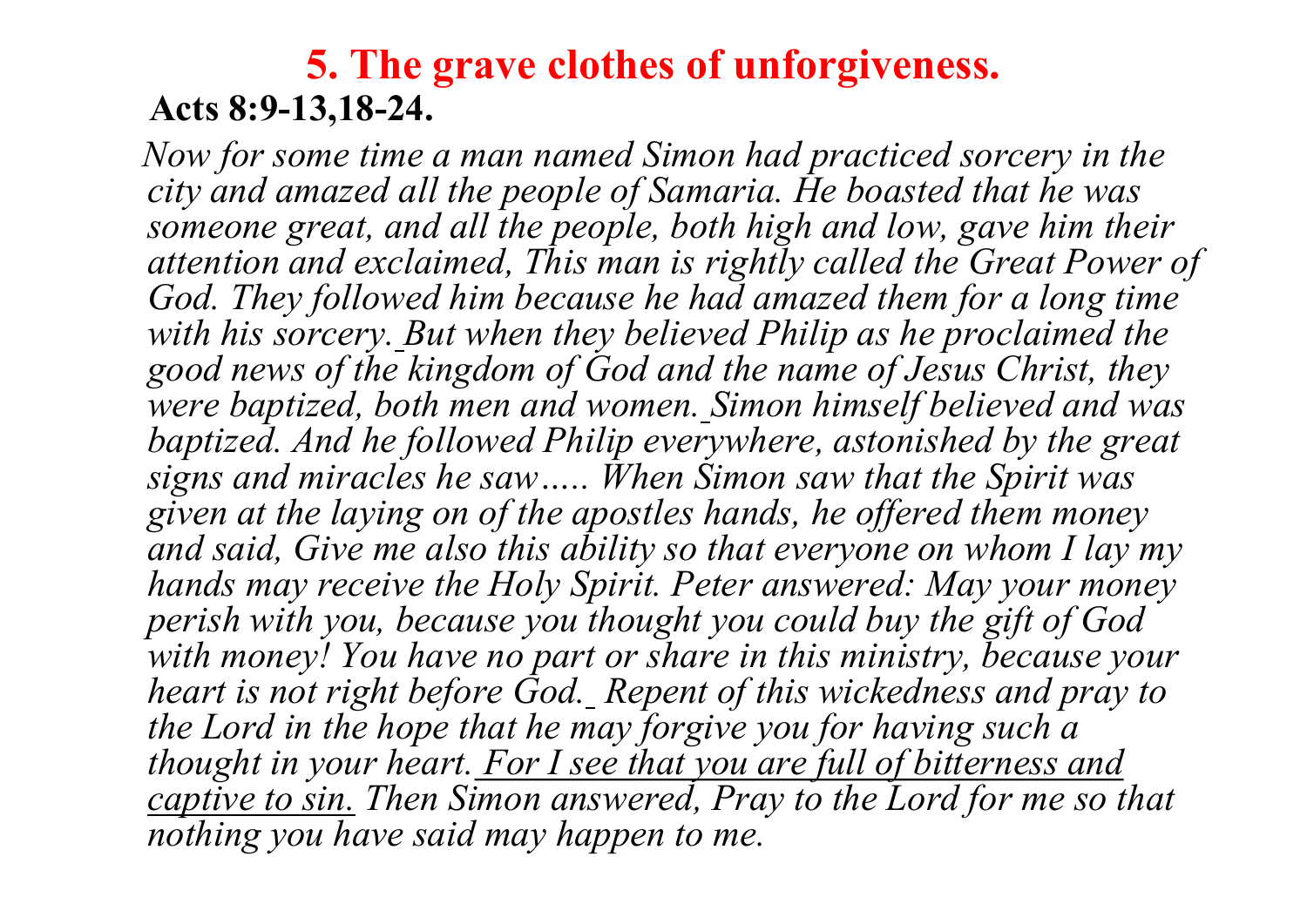# 5. The grave clothes of unforgiveness.

**Acts 8:9-13,18-24.**

*Now for some time a man named Simon had practiced sorcery in the city and amazed all the people of Samaria. He boasted that he was someone great, and all the people, both high and low, gave him their attention and exclaimed, This man is rightly called the Great Power of God. They followed him because he had amazed them for a long time with his sorcery. But when they believed Philip as he proclaimed the good news of the kingdom of God and the name of Jesus Christ, they were baptized, both men and women. Simon himself believed and was baptized. And he followed Philip everywhere, astonished by the great signs and miracles he saw….. When Simon saw that the Spirit was given at the laying on of the apostles hands, he offered them money and said, Give me also this ability so that everyone on whom I lay my hands may receive the Holy Spirit. Peter answered: May your money perish with you, because you thought you could buy the gift of God with money! You have no part or share in this ministry, because your heart is not right before God. Repent of this wickedness and pray to the Lord in the hope that he may forgive you for having such a thought in your heart. <u>For I see that you are full of bitterness and captive to sin.</u> Then Simon answered, Pray to the Lord for me so that nothing you have said may happen to me.*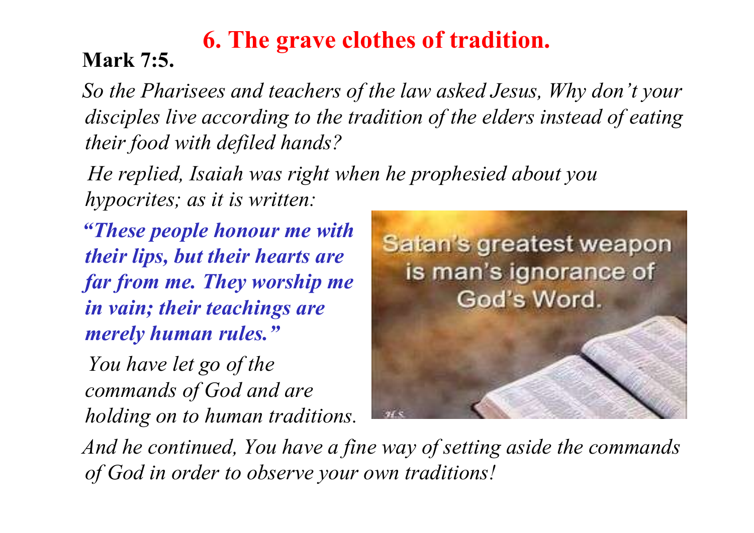# 6. The grave clothes of tradition.

**Mark 7:5.**

*So the Pharisees and teachers of the law asked Jesus, Why don't your disciples live according to the tradition of the elders instead of eating their food with defiled hands?*

*He replied, Isaiah was right when he prophesied about you hypocrites; as it is written:*

***"These people honour me with their lips, but their hearts are far from me. They worship me in vain; their teachings are merely human rules."***

*You have let go of the commands of God and are holding on to human traditions.*

Satan's greatest weapon is man's ignorance of God's Word.

*And he continued, You have a fine way of setting aside the commands of God in order to observe your own traditions!*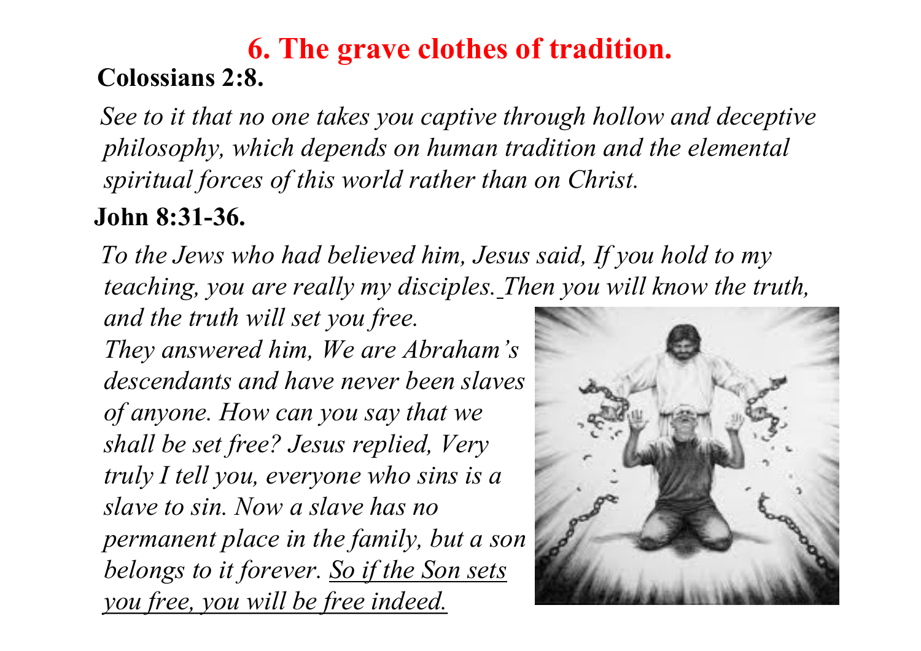# 6. The grave clothes of tradition.

**Colossians 2:8.**

*See to it that no one takes you captive through hollow and deceptive philosophy, which depends on human tradition and the elemental spiritual forces of this world rather than on Christ.*

**John 8:31-36.**

*To the Jews who had believed him, Jesus said, If you hold to my teaching, you are really my disciples. Then you will know the truth, and the truth will set you free.*

*They answered him, We are Abraham's descendants and have never been slaves of anyone. How can you say that we shall be set free? Jesus replied, Very truly I tell you, everyone who sins is a slave to sin. Now a slave has no permanent place in the family, but a son belongs to it forever. <u>So if the Son sets you free, you will be free indeed.</u>*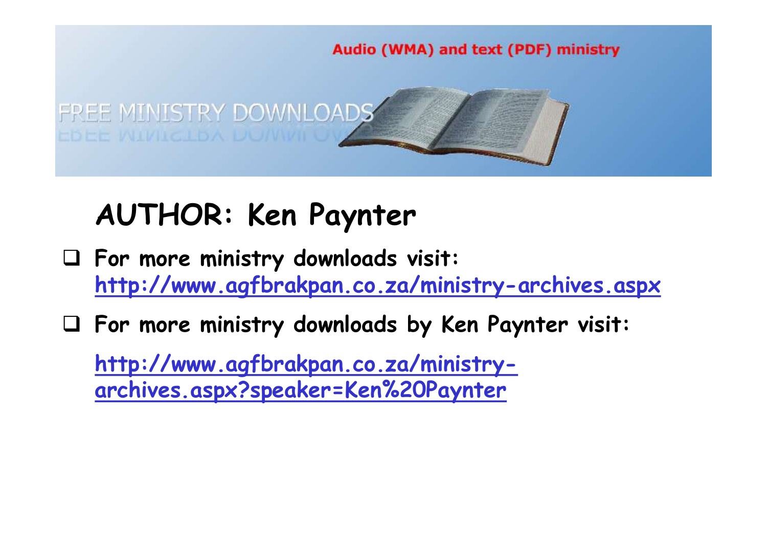Audio (WMA) and text (PDF) ministry

FREE MINISTRY DOWNLOADS

# AUTHOR: Ken Paynter

- **For more ministry downloads visit:** [http://www.agfbrakpan.co.za/ministry-archives.aspx](http://www.agfbrakpan.co.za/ministry-archives.aspx)
- **For more ministry downloads by Ken Paynter visit:**

  [http://www.agfbrakpan.co.za/ministry-archives.aspx?speaker=Ken%20Paynter](http://www.agfbrakpan.co.za/ministry-archives.aspx?speaker=Ken%20Paynter)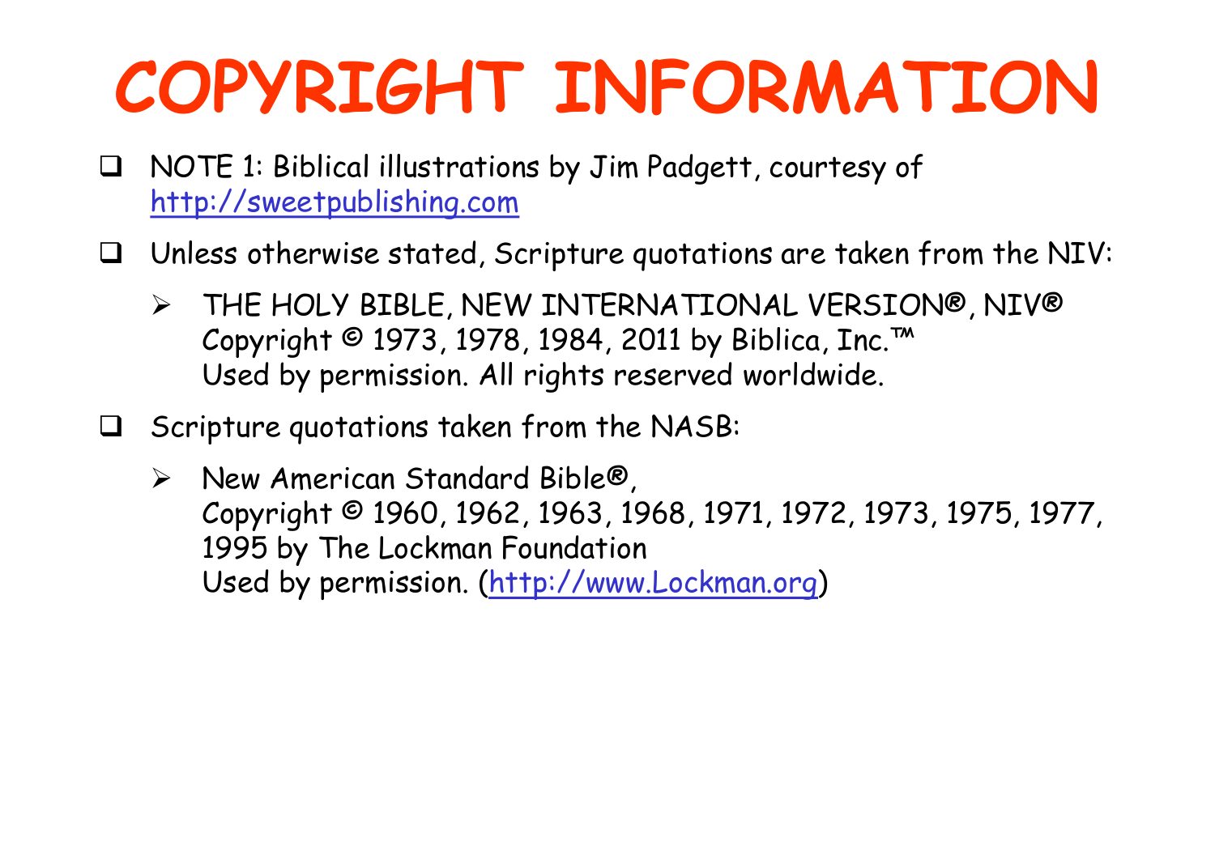# COPYRIGHT INFORMATION

- NOTE 1: Biblical illustrations by Jim Padgett, courtesy of http://sweetpublishing.com
- Unless otherwise stated, Scripture quotations are taken from the NIV:
  - THE HOLY BIBLE, NEW INTERNATIONAL VERSION®, NIV®
    Copyright © 1973, 1978, 1984, 2011 by Biblica, Inc.™
    Used by permission. All rights reserved worldwide.
- Scripture quotations taken from the NASB:
  - New American Standard Bible®,
    Copyright © 1960, 1962, 1963, 1968, 1971, 1972, 1973, 1975, 1977, 1995 by The Lockman Foundation
    Used by permission. (http://www.Lockman.org)